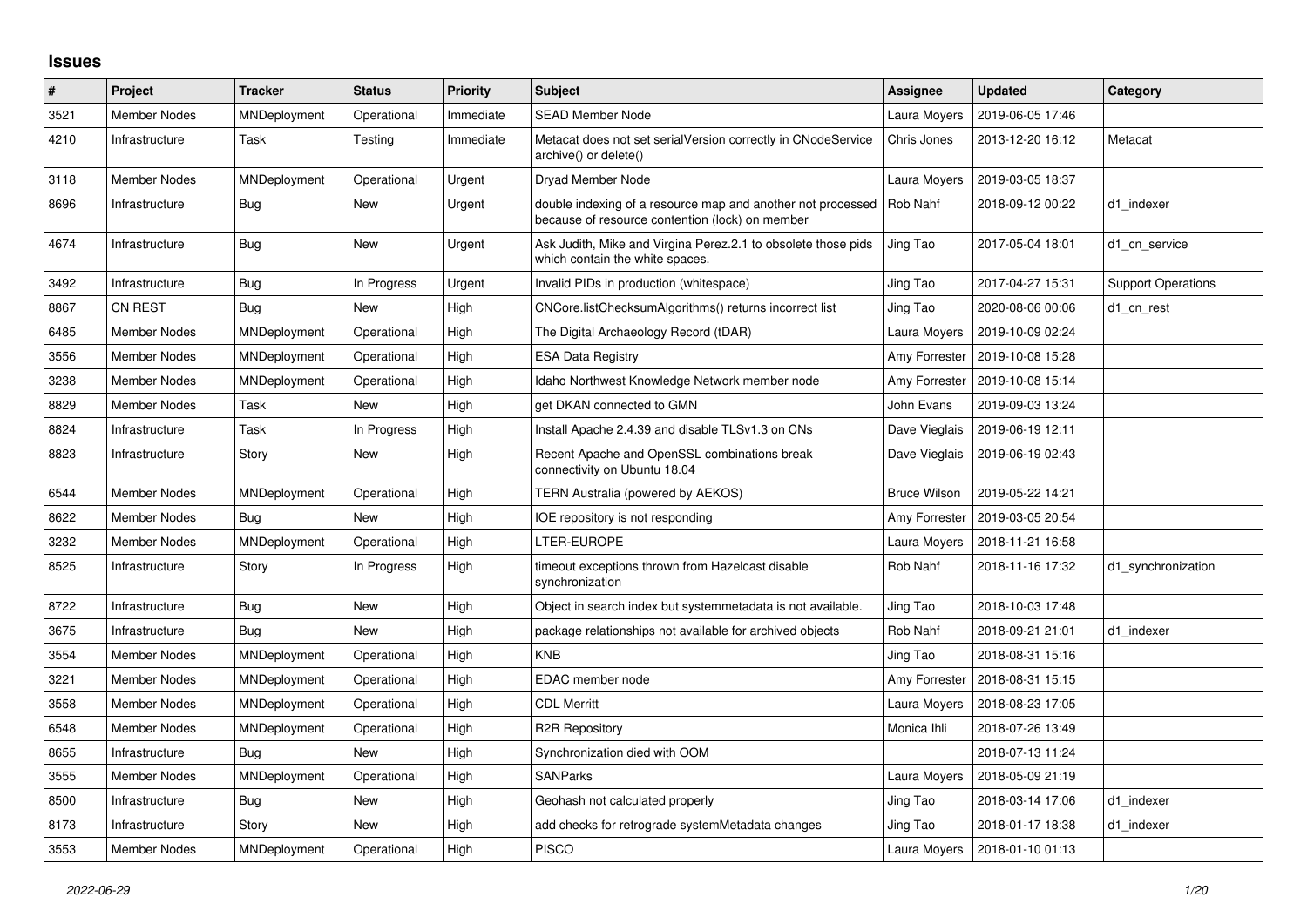# Issues

| # | Project | Tracker | Status | Priority | Subject | Assignee | Updated | Category |
|---|---|---|---|---|---|---|---|---|
| 3521 | Member Nodes | MNDeployment | Operational | Immediate | SEAD Member Node | Laura Moyers | 2019-06-05 17:46 | |
| 4210 | Infrastructure | Task | Testing | Immediate | Metacat does not set serialVersion correctly in CNodeService archive() or delete() | Chris Jones | 2013-12-20 16:12 | Metacat |
| 3118 | Member Nodes | MNDeployment | Operational | Urgent | Dryad Member Node | Laura Moyers | 2019-03-05 18:37 | |
| 8696 | Infrastructure | Bug | New | Urgent | double indexing of a resource map and another not processed because of resource contention (lock) on member | Rob Nahf | 2018-09-12 00:22 | d1_indexer |
| 4674 | Infrastructure | Bug | New | Urgent | Ask Judith, Mike and Virgina Perez.2.1 to obsolete those pids which contain the white spaces. | Jing Tao | 2017-05-04 18:01 | d1_cn_service |
| 3492 | Infrastructure | Bug | In Progress | Urgent | Invalid PIDs in production (whitespace) | Jing Tao | 2017-04-27 15:31 | Support Operations |
| 8867 | CN REST | Bug | New | High | CNCore.listChecksumAlgorithms() returns incorrect list | Jing Tao | 2020-08-06 00:06 | d1_cn_rest |
| 6485 | Member Nodes | MNDeployment | Operational | High | The Digital Archaeology Record (tDAR) | Laura Moyers | 2019-10-09 02:24 | |
| 3556 | Member Nodes | MNDeployment | Operational | High | ESA Data Registry | Amy Forrester | 2019-10-08 15:28 | |
| 3238 | Member Nodes | MNDeployment | Operational | High | Idaho Northwest Knowledge Network member node | Amy Forrester | 2019-10-08 15:14 | |
| 8829 | Member Nodes | Task | New | High | get DKAN connected to GMN | John Evans | 2019-09-03 13:24 | |
| 8824 | Infrastructure | Task | In Progress | High | Install Apache 2.4.39 and disable TLSv1.3 on CNs | Dave Vieglais | 2019-06-19 12:11 | |
| 8823 | Infrastructure | Story | New | High | Recent Apache and OpenSSL combinations break connectivity on Ubuntu 18.04 | Dave Vieglais | 2019-06-19 02:43 | |
| 6544 | Member Nodes | MNDeployment | Operational | High | TERN Australia (powered by AEKOS) | Bruce Wilson | 2019-05-22 14:21 | |
| 8622 | Member Nodes | Bug | New | High | IOE repository is not responding | Amy Forrester | 2019-03-05 20:54 | |
| 3232 | Member Nodes | MNDeployment | Operational | High | LTER-EUROPE | Laura Moyers | 2018-11-21 16:58 | |
| 8525 | Infrastructure | Story | In Progress | High | timeout exceptions thrown from Hazelcast disable synchronization | Rob Nahf | 2018-11-16 17:32 | d1_synchronization |
| 8722 | Infrastructure | Bug | New | High | Object in search index but systemmetadata is not available. | Jing Tao | 2018-10-03 17:48 | |
| 3675 | Infrastructure | Bug | New | High | package relationships not available for archived objects | Rob Nahf | 2018-09-21 21:01 | d1_indexer |
| 3554 | Member Nodes | MNDeployment | Operational | High | KNB | Jing Tao | 2018-08-31 15:16 | |
| 3221 | Member Nodes | MNDeployment | Operational | High | EDAC member node | Amy Forrester | 2018-08-31 15:15 | |
| 3558 | Member Nodes | MNDeployment | Operational | High | CDL Merritt | Laura Moyers | 2018-08-23 17:05 | |
| 6548 | Member Nodes | MNDeployment | Operational | High | R2R Repository | Monica Ihli | 2018-07-26 13:49 | |
| 8655 | Infrastructure | Bug | New | High | Synchronization died with OOM | | 2018-07-13 11:24 | |
| 3555 | Member Nodes | MNDeployment | Operational | High | SANParks | Laura Moyers | 2018-05-09 21:19 | |
| 8500 | Infrastructure | Bug | New | High | Geohash not calculated properly | Jing Tao | 2018-03-14 17:06 | d1_indexer |
| 8173 | Infrastructure | Story | New | High | add checks for retrograde systemMetadata changes | Jing Tao | 2018-01-17 18:38 | d1_indexer |
| 3553 | Member Nodes | MNDeployment | Operational | High | PISCO | Laura Moyers | 2018-01-10 01:13 | |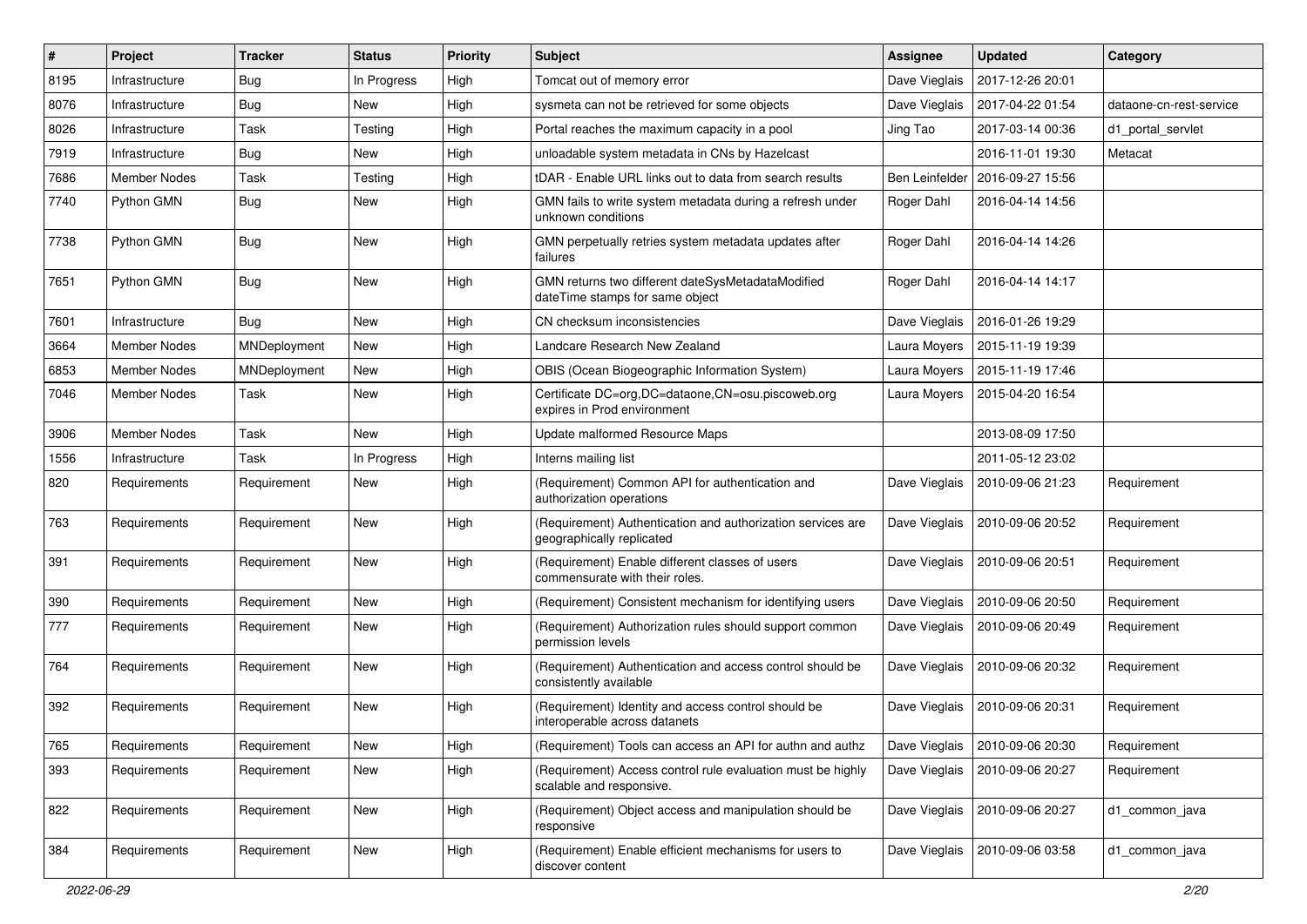| # | Project | Tracker | Status | Priority | Subject | Assignee | Updated | Category |
|---|---|---|---|---|---|---|---|---|
| 8195 | Infrastructure | Bug | In Progress | High | Tomcat out of memory error | Dave Vieglais | 2017-12-26 20:01 | |
| 8076 | Infrastructure | Bug | New | High | sysmeta can not be retrieved for some objects | Dave Vieglais | 2017-04-22 01:54 | dataone-cn-rest-service |
| 8026 | Infrastructure | Task | Testing | High | Portal reaches the maximum capacity in a pool | Jing Tao | 2017-03-14 00:36 | d1_portal_servlet |
| 7919 | Infrastructure | Bug | New | High | unloadable system metadata in CNs by Hazelcast | | 2016-11-01 19:30 | Metacat |
| 7686 | Member Nodes | Task | Testing | High | tDAR - Enable URL links out to data from search results | Ben Leinfelder | 2016-09-27 15:56 | |
| 7740 | Python GMN | Bug | New | High | GMN fails to write system metadata during a refresh under unknown conditions | Roger Dahl | 2016-04-14 14:56 | |
| 7738 | Python GMN | Bug | New | High | GMN perpetually retries system metadata updates after failures | Roger Dahl | 2016-04-14 14:26 | |
| 7651 | Python GMN | Bug | New | High | GMN returns two different dateSysMetadataModified dateTime stamps for same object | Roger Dahl | 2016-04-14 14:17 | |
| 7601 | Infrastructure | Bug | New | High | CN checksum inconsistencies | Dave Vieglais | 2016-01-26 19:29 | |
| 3664 | Member Nodes | MNDeployment | New | High | Landcare Research New Zealand | Laura Moyers | 2015-11-19 19:39 | |
| 6853 | Member Nodes | MNDeployment | New | High | OBIS (Ocean Biogeographic Information System) | Laura Moyers | 2015-11-19 17:46 | |
| 7046 | Member Nodes | Task | New | High | Certificate DC=org,DC=dataone,CN=osu.piscoweb.org expires in Prod environment | Laura Moyers | 2015-04-20 16:54 | |
| 3906 | Member Nodes | Task | New | High | Update malformed Resource Maps | | 2013-08-09 17:50 | |
| 1556 | Infrastructure | Task | In Progress | High | Interns mailing list | | 2011-05-12 23:02 | |
| 820 | Requirements | Requirement | New | High | (Requirement) Common API for authentication and authorization operations | Dave Vieglais | 2010-09-06 21:23 | Requirement |
| 763 | Requirements | Requirement | New | High | (Requirement) Authentication and authorization services are geographically replicated | Dave Vieglais | 2010-09-06 20:52 | Requirement |
| 391 | Requirements | Requirement | New | High | (Requirement) Enable different classes of users commensurate with their roles. | Dave Vieglais | 2010-09-06 20:51 | Requirement |
| 390 | Requirements | Requirement | New | High | (Requirement) Consistent mechanism for identifying users | Dave Vieglais | 2010-09-06 20:50 | Requirement |
| 777 | Requirements | Requirement | New | High | (Requirement) Authorization rules should support common permission levels | Dave Vieglais | 2010-09-06 20:49 | Requirement |
| 764 | Requirements | Requirement | New | High | (Requirement) Authentication and access control should be consistently available | Dave Vieglais | 2010-09-06 20:32 | Requirement |
| 392 | Requirements | Requirement | New | High | (Requirement) Identity and access control should be interoperable across datanets | Dave Vieglais | 2010-09-06 20:31 | Requirement |
| 765 | Requirements | Requirement | New | High | (Requirement) Tools can access an API for authn and authz | Dave Vieglais | 2010-09-06 20:30 | Requirement |
| 393 | Requirements | Requirement | New | High | (Requirement) Access control rule evaluation must be highly scalable and responsive. | Dave Vieglais | 2010-09-06 20:27 | Requirement |
| 822 | Requirements | Requirement | New | High | (Requirement) Object access and manipulation should be responsive | Dave Vieglais | 2010-09-06 20:27 | d1_common_java |
| 384 | Requirements | Requirement | New | High | (Requirement) Enable efficient mechanisms for users to discover content | Dave Vieglais | 2010-09-06 03:58 | d1_common_java |

2022-06-29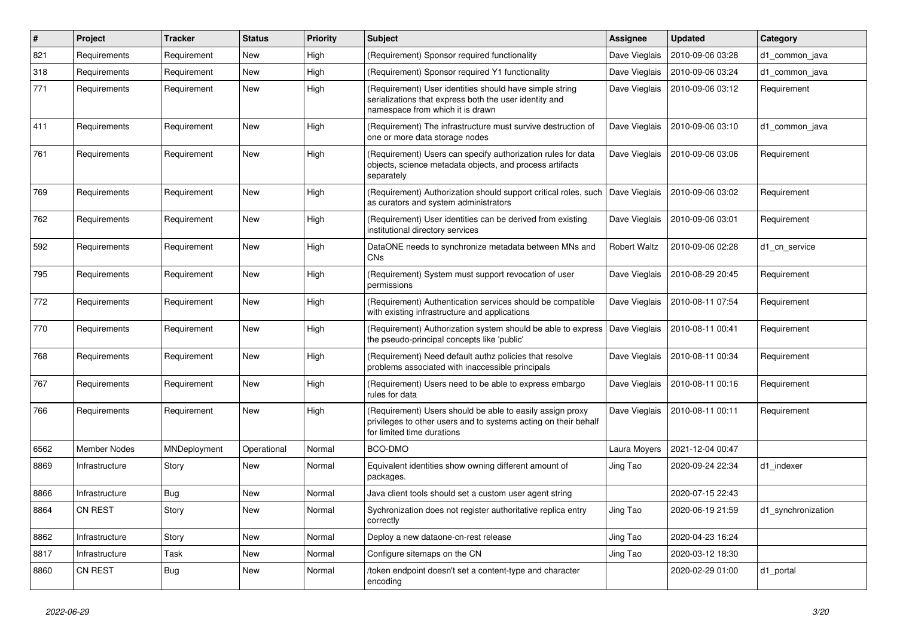| # | Project | Tracker | Status | Priority | Subject | Assignee | Updated | Category |
|---|---|---|---|---|---|---|---|---|
| 821 | Requirements | Requirement | New | High | (Requirement) Sponsor required functionality | Dave Vieglais | 2010-09-06 03:28 | d1_common_java |
| 318 | Requirements | Requirement | New | High | (Requirement) Sponsor required Y1 functionality | Dave Vieglais | 2010-09-06 03:24 | d1_common_java |
| 771 | Requirements | Requirement | New | High | (Requirement) User identities should have simple string serializations that express both the user identity and namespace from which it is drawn | Dave Vieglais | 2010-09-06 03:12 | Requirement |
| 411 | Requirements | Requirement | New | High | (Requirement) The infrastructure must survive destruction of one or more data storage nodes | Dave Vieglais | 2010-09-06 03:10 | d1_common_java |
| 761 | Requirements | Requirement | New | High | (Requirement) Users can specify authorization rules for data objects, science metadata objects, and process artifacts separately | Dave Vieglais | 2010-09-06 03:06 | Requirement |
| 769 | Requirements | Requirement | New | High | (Requirement) Authorization should support critical roles, such as curators and system administrators | Dave Vieglais | 2010-09-06 03:02 | Requirement |
| 762 | Requirements | Requirement | New | High | (Requirement) User identities can be derived from existing institutional directory services | Dave Vieglais | 2010-09-06 03:01 | Requirement |
| 592 | Requirements | Requirement | New | High | DataONE needs to synchronize metadata between MNs and CNs | Robert Waltz | 2010-09-06 02:28 | d1_cn_service |
| 795 | Requirements | Requirement | New | High | (Requirement) System must support revocation of user permissions | Dave Vieglais | 2010-08-29 20:45 | Requirement |
| 772 | Requirements | Requirement | New | High | (Requirement) Authentication services should be compatible with existing infrastructure and applications | Dave Vieglais | 2010-08-11 07:54 | Requirement |
| 770 | Requirements | Requirement | New | High | (Requirement) Authorization system should be able to express the pseudo-principal concepts like 'public' | Dave Vieglais | 2010-08-11 00:41 | Requirement |
| 768 | Requirements | Requirement | New | High | (Requirement) Need default authz policies that resolve problems associated with inaccessible principals | Dave Vieglais | 2010-08-11 00:34 | Requirement |
| 767 | Requirements | Requirement | New | High | (Requirement) Users need to be able to express embargo rules for data | Dave Vieglais | 2010-08-11 00:16 | Requirement |
| 766 | Requirements | Requirement | New | High | (Requirement) Users should be able to easily assign proxy privileges to other users and to systems acting on their behalf for limited time durations | Dave Vieglais | 2010-08-11 00:11 | Requirement |
| 6562 | Member Nodes | MNDeployment | Operational | Normal | BCO-DMO | Laura Moyers | 2021-12-04 00:47 | |
| 8869 | Infrastructure | Story | New | Normal | Equivalent identities show owning different amount of packages. | Jing Tao | 2020-09-24 22:34 | d1_indexer |
| 8866 | Infrastructure | Bug | New | Normal | Java client tools should set a custom user agent string | | 2020-07-15 22:43 | |
| 8864 | CN REST | Story | New | Normal | Sychronization does not register authoritative replica entry correctly | Jing Tao | 2020-06-19 21:59 | d1_synchronization |
| 8862 | Infrastructure | Story | New | Normal | Deploy a new dataone-cn-rest release | Jing Tao | 2020-04-23 16:24 | |
| 8817 | Infrastructure | Task | New | Normal | Configure sitemaps on the CN | Jing Tao | 2020-03-12 18:30 | |
| 8860 | CN REST | Bug | New | Normal | /token endpoint doesn't set a content-type and character encoding | | 2020-02-29 01:00 | d1_portal |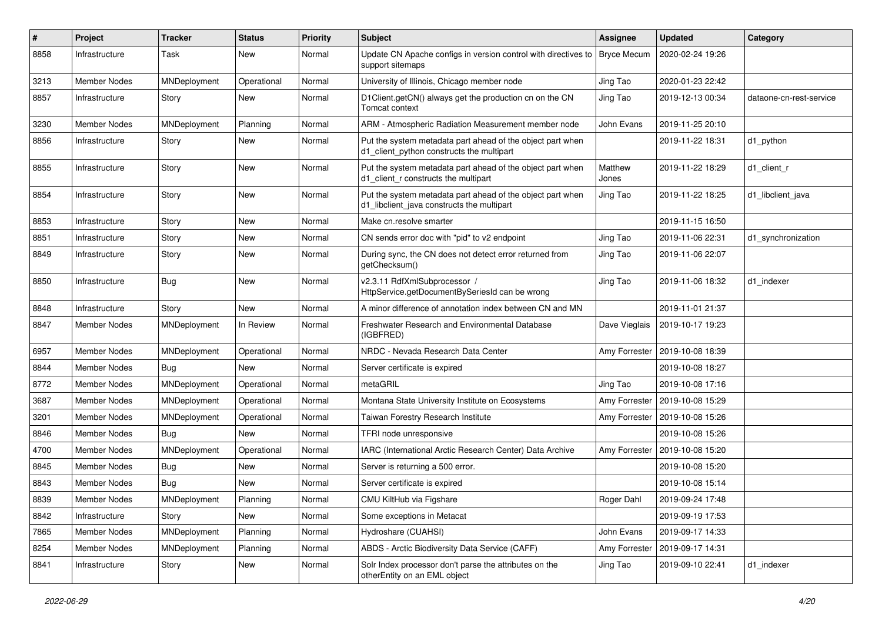| # | Project | Tracker | Status | Priority | Subject | Assignee | Updated | Category |
|---|---|---|---|---|---|---|---|---|
| 8858 | Infrastructure | Task | New | Normal | Update CN Apache configs in version control with directives to support sitemaps | Bryce Mecum | 2020-02-24 19:26 | |
| 3213 | Member Nodes | MNDeployment | Operational | Normal | University of Illinois, Chicago member node | Jing Tao | 2020-01-23 22:42 | |
| 8857 | Infrastructure | Story | New | Normal | D1Client.getCN() always get the production cn on the CN Tomcat context | Jing Tao | 2019-12-13 00:34 | dataone-cn-rest-service |
| 3230 | Member Nodes | MNDeployment | Planning | Normal | ARM - Atmospheric Radiation Measurement member node | John Evans | 2019-11-25 20:10 | |
| 8856 | Infrastructure | Story | New | Normal | Put the system metadata part ahead of the object part when d1_client_python constructs the multipart | | 2019-11-22 18:31 | d1_python |
| 8855 | Infrastructure | Story | New | Normal | Put the system metadata part ahead of the object part when d1_client_r constructs the multipart | Matthew Jones | 2019-11-22 18:29 | d1_client_r |
| 8854 | Infrastructure | Story | New | Normal | Put the system metadata part ahead of the object part when d1_libclient_java constructs the multipart | Jing Tao | 2019-11-22 18:25 | d1_libclient_java |
| 8853 | Infrastructure | Story | New | Normal | Make cn.resolve smarter | | 2019-11-15 16:50 | |
| 8851 | Infrastructure | Story | New | Normal | CN sends error doc with "pid" to v2 endpoint | Jing Tao | 2019-11-06 22:31 | d1_synchronization |
| 8849 | Infrastructure | Story | New | Normal | During sync, the CN does not detect error returned from getChecksum() | Jing Tao | 2019-11-06 22:07 | |
| 8850 | Infrastructure | Bug | New | Normal | v2.3.11 RdfXmlSubprocessor / HttpService.getDocumentBySeriesId can be wrong | Jing Tao | 2019-11-06 18:32 | d1_indexer |
| 8848 | Infrastructure | Story | New | Normal | A minor difference of annotation index between CN and MN | | 2019-11-01 21:37 | |
| 8847 | Member Nodes | MNDeployment | In Review | Normal | Freshwater Research and Environmental Database (IGBFRED) | Dave Vieglais | 2019-10-17 19:23 | |
| 6957 | Member Nodes | MNDeployment | Operational | Normal | NRDC - Nevada Research Data Center | Amy Forrester | 2019-10-08 18:39 | |
| 8844 | Member Nodes | Bug | New | Normal | Server certificate is expired | | 2019-10-08 18:27 | |
| 8772 | Member Nodes | MNDeployment | Operational | Normal | metaGRIL | Jing Tao | 2019-10-08 17:16 | |
| 3687 | Member Nodes | MNDeployment | Operational | Normal | Montana State University Institute on Ecosystems | Amy Forrester | 2019-10-08 15:29 | |
| 3201 | Member Nodes | MNDeployment | Operational | Normal | Taiwan Forestry Research Institute | Amy Forrester | 2019-10-08 15:26 | |
| 8846 | Member Nodes | Bug | New | Normal | TFRI node unresponsive | | 2019-10-08 15:26 | |
| 4700 | Member Nodes | MNDeployment | Operational | Normal | IARC (International Arctic Research Center) Data Archive | Amy Forrester | 2019-10-08 15:20 | |
| 8845 | Member Nodes | Bug | New | Normal | Server is returning a 500 error. | | 2019-10-08 15:20 | |
| 8843 | Member Nodes | Bug | New | Normal | Server certificate is expired | | 2019-10-08 15:14 | |
| 8839 | Member Nodes | MNDeployment | Planning | Normal | CMU KiltHub via Figshare | Roger Dahl | 2019-09-24 17:48 | |
| 8842 | Infrastructure | Story | New | Normal | Some exceptions in Metacat | | 2019-09-19 17:53 | |
| 7865 | Member Nodes | MNDeployment | Planning | Normal | Hydroshare (CUAHSI) | John Evans | 2019-09-17 14:33 | |
| 8254 | Member Nodes | MNDeployment | Planning | Normal | ABDS - Arctic Biodiversity Data Service (CAFF) | Amy Forrester | 2019-09-17 14:31 | |
| 8841 | Infrastructure | Story | New | Normal | Solr Index processor don't parse the attributes on the otherEntity on an EML object | Jing Tao | 2019-09-10 22:41 | d1_indexer |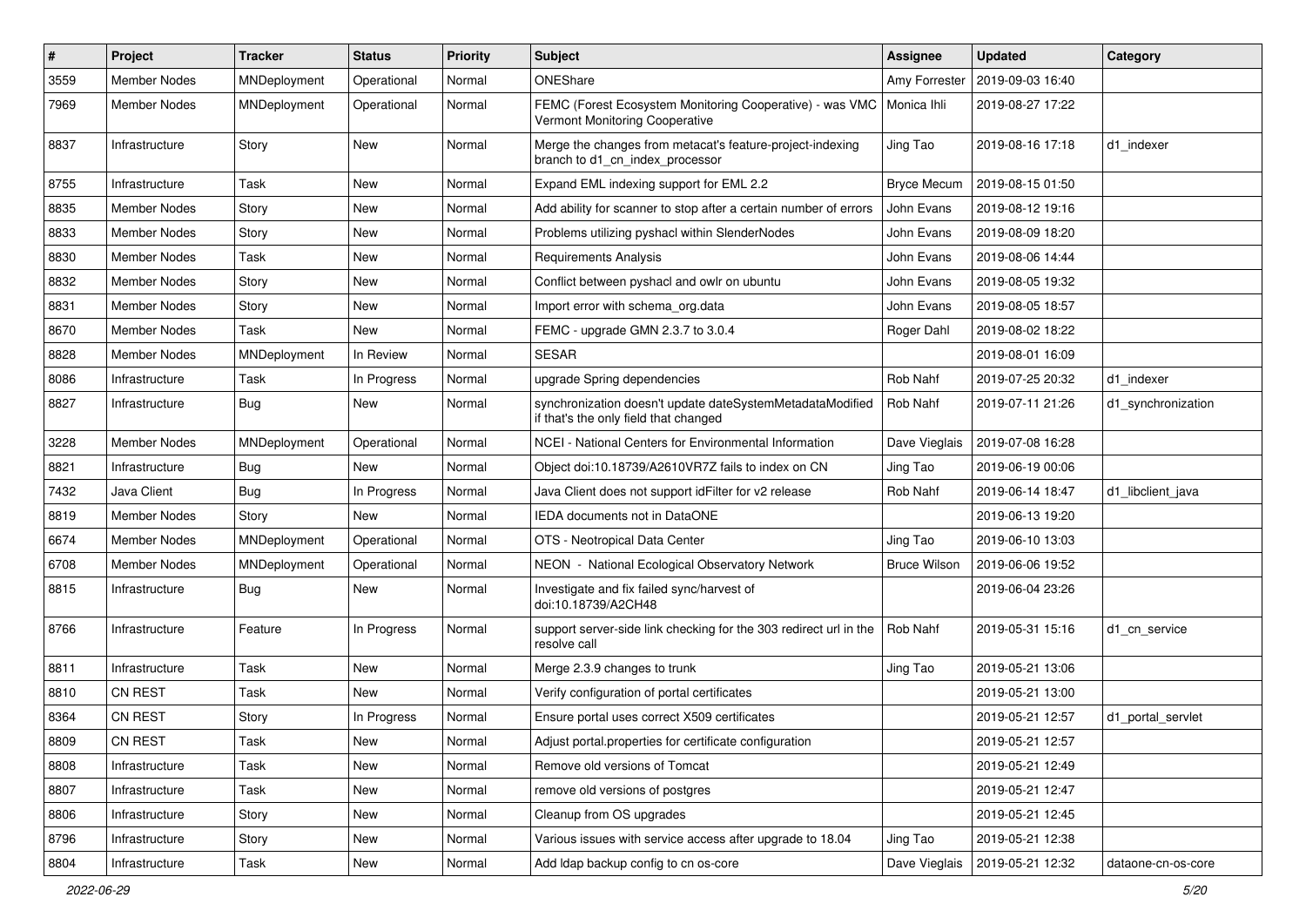| # | Project | Tracker | Status | Priority | Subject | Assignee | Updated | Category |
|---|---|---|---|---|---|---|---|---|
| 3559 | Member Nodes | MNDeployment | Operational | Normal | ONEShare | Amy Forrester | 2019-09-03 16:40 | |
| 7969 | Member Nodes | MNDeployment | Operational | Normal | FEMC (Forest Ecosystem Monitoring Cooperative) - was VMC Vermont Monitoring Cooperative | Monica Ihli | 2019-08-27 17:22 | |
| 8837 | Infrastructure | Story | New | Normal | Merge the changes from metacat's feature-project-indexing branch to d1_cn_index_processor | Jing Tao | 2019-08-16 17:18 | d1_indexer |
| 8755 | Infrastructure | Task | New | Normal | Expand EML indexing support for EML 2.2 | Bryce Mecum | 2019-08-15 01:50 | |
| 8835 | Member Nodes | Story | New | Normal | Add ability for scanner to stop after a certain number of errors | John Evans | 2019-08-12 19:16 | |
| 8833 | Member Nodes | Story | New | Normal | Problems utilizing pyshacl within SlenderNodes | John Evans | 2019-08-09 18:20 | |
| 8830 | Member Nodes | Task | New | Normal | Requirements Analysis | John Evans | 2019-08-06 14:44 | |
| 8832 | Member Nodes | Story | New | Normal | Conflict between pyshacl and owlr on ubuntu | John Evans | 2019-08-05 19:32 | |
| 8831 | Member Nodes | Story | New | Normal | Import error with schema_org.data | John Evans | 2019-08-05 18:57 | |
| 8670 | Member Nodes | Task | New | Normal | FEMC - upgrade GMN 2.3.7 to 3.0.4 | Roger Dahl | 2019-08-02 18:22 | |
| 8828 | Member Nodes | MNDeployment | In Review | Normal | SESAR | | 2019-08-01 16:09 | |
| 8086 | Infrastructure | Task | In Progress | Normal | upgrade Spring dependencies | Rob Nahf | 2019-07-25 20:32 | d1_indexer |
| 8827 | Infrastructure | Bug | New | Normal | synchronization doesn't update dateSystemMetadataModified if that's the only field that changed | Rob Nahf | 2019-07-11 21:26 | d1_synchronization |
| 3228 | Member Nodes | MNDeployment | Operational | Normal | NCEI - National Centers for Environmental Information | Dave Vieglais | 2019-07-08 16:28 | |
| 8821 | Infrastructure | Bug | New | Normal | Object doi:10.18739/A2610VR7Z fails to index on CN | Jing Tao | 2019-06-19 00:06 | |
| 7432 | Java Client | Bug | In Progress | Normal | Java Client does not support idFilter for v2 release | Rob Nahf | 2019-06-14 18:47 | d1_libclient_java |
| 8819 | Member Nodes | Story | New | Normal | IEDA documents not in DataONE | | 2019-06-13 19:20 | |
| 6674 | Member Nodes | MNDeployment | Operational | Normal | OTS - Neotropical Data Center | Jing Tao | 2019-06-10 13:03 | |
| 6708 | Member Nodes | MNDeployment | Operational | Normal | NEON - National Ecological Observatory Network | Bruce Wilson | 2019-06-06 19:52 | |
| 8815 | Infrastructure | Bug | New | Normal | Investigate and fix failed sync/harvest of doi:10.18739/A2CH48 | | 2019-06-04 23:26 | |
| 8766 | Infrastructure | Feature | In Progress | Normal | support server-side link checking for the 303 redirect url in the resolve call | Rob Nahf | 2019-05-31 15:16 | d1_cn_service |
| 8811 | Infrastructure | Task | New | Normal | Merge 2.3.9 changes to trunk | Jing Tao | 2019-05-21 13:06 | |
| 8810 | CN REST | Task | New | Normal | Verify configuration of portal certificates | | 2019-05-21 13:00 | |
| 8364 | CN REST | Story | In Progress | Normal | Ensure portal uses correct X509 certificates | | 2019-05-21 12:57 | d1_portal_servlet |
| 8809 | CN REST | Task | New | Normal | Adjust portal.properties for certificate configuration | | 2019-05-21 12:57 | |
| 8808 | Infrastructure | Task | New | Normal | Remove old versions of Tomcat | | 2019-05-21 12:49 | |
| 8807 | Infrastructure | Task | New | Normal | remove old versions of postgres | | 2019-05-21 12:47 | |
| 8806 | Infrastructure | Story | New | Normal | Cleanup from OS upgrades | | 2019-05-21 12:45 | |
| 8796 | Infrastructure | Story | New | Normal | Various issues with service access after upgrade to 18.04 | Jing Tao | 2019-05-21 12:38 | |
| 8804 | Infrastructure | Task | New | Normal | Add ldap backup config to cn os-core | Dave Vieglais | 2019-05-21 12:32 | dataone-cn-os-core |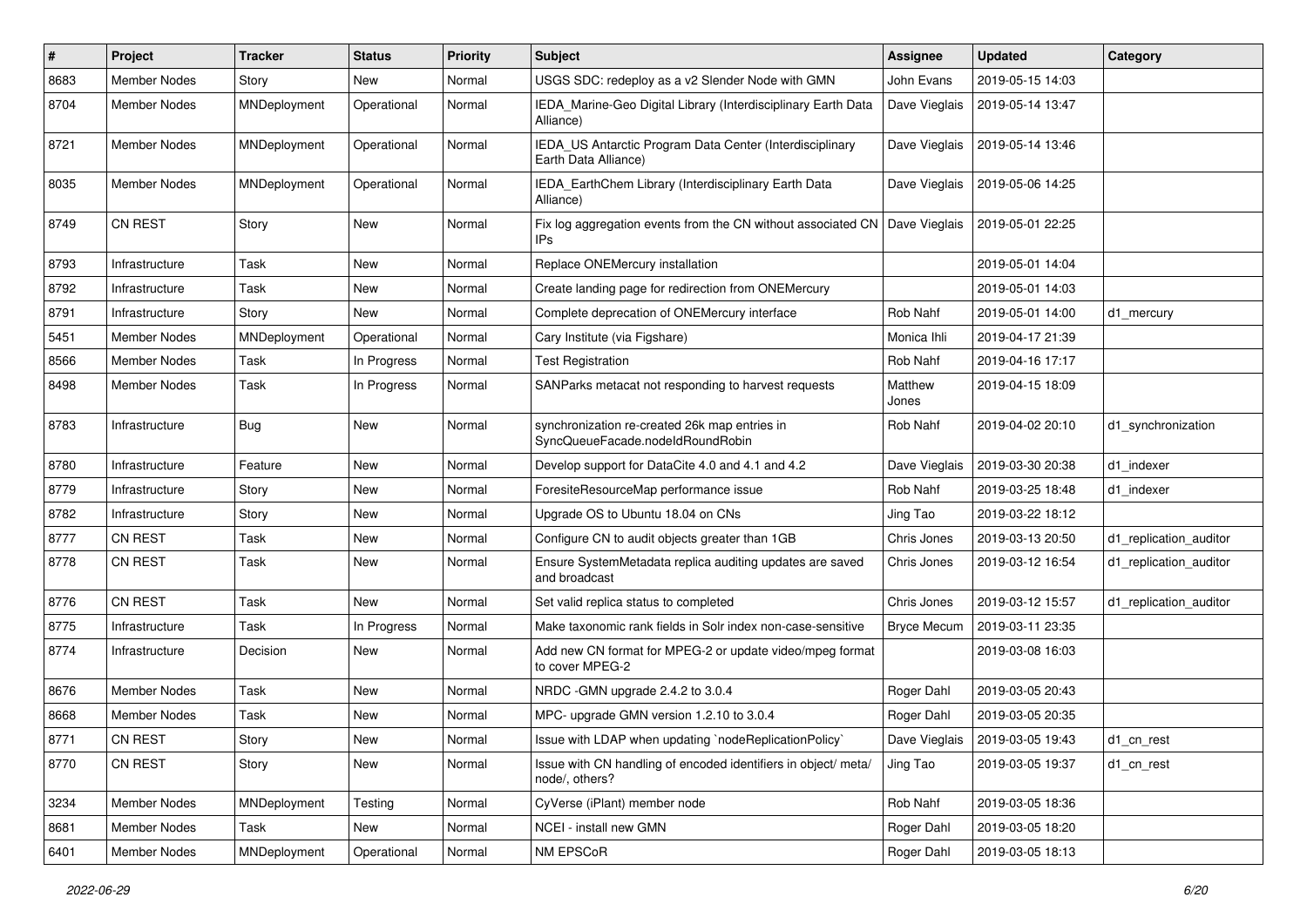| # | Project | Tracker | Status | Priority | Subject | Assignee | Updated | Category |
|---|---|---|---|---|---|---|---|---|
| 8683 | Member Nodes | Story | New | Normal | USGS SDC: redeploy as a v2 Slender Node with GMN | John Evans | 2019-05-15 14:03 | |
| 8704 | Member Nodes | MNDeployment | Operational | Normal | IEDA_Marine-Geo Digital Library (Interdisciplinary Earth Data Alliance) | Dave Vieglais | 2019-05-14 13:47 | |
| 8721 | Member Nodes | MNDeployment | Operational | Normal | IEDA_US Antarctic Program Data Center (Interdisciplinary Earth Data Alliance) | Dave Vieglais | 2019-05-14 13:46 | |
| 8035 | Member Nodes | MNDeployment | Operational | Normal | IEDA_EarthChem Library (Interdisciplinary Earth Data Alliance) | Dave Vieglais | 2019-05-06 14:25 | |
| 8749 | CN REST | Story | New | Normal | Fix log aggregation events from the CN without associated CN IPs | Dave Vieglais | 2019-05-01 22:25 | |
| 8793 | Infrastructure | Task | New | Normal | Replace ONEMercury installation | | 2019-05-01 14:04 | |
| 8792 | Infrastructure | Task | New | Normal | Create landing page for redirection from ONEMercury | | 2019-05-01 14:03 | |
| 8791 | Infrastructure | Story | New | Normal | Complete deprecation of ONEMercury interface | Rob Nahf | 2019-05-01 14:00 | d1_mercury |
| 5451 | Member Nodes | MNDeployment | Operational | Normal | Cary Institute (via Figshare) | Monica Ihli | 2019-04-17 21:39 | |
| 8566 | Member Nodes | Task | In Progress | Normal | Test Registration | Rob Nahf | 2019-04-16 17:17 | |
| 8498 | Member Nodes | Task | In Progress | Normal | SANParks metacat not responding to harvest requests | Matthew Jones | 2019-04-15 18:09 | |
| 8783 | Infrastructure | Bug | New | Normal | synchronization re-created 26k map entries in SyncQueueFacade.nodeIdRoundRobin | Rob Nahf | 2019-04-02 20:10 | d1_synchronization |
| 8780 | Infrastructure | Feature | New | Normal | Develop support for DataCite 4.0 and 4.1 and 4.2 | Dave Vieglais | 2019-03-30 20:38 | d1_indexer |
| 8779 | Infrastructure | Story | New | Normal | ForesiteResourceMap performance issue | Rob Nahf | 2019-03-25 18:48 | d1_indexer |
| 8782 | Infrastructure | Story | New | Normal | Upgrade OS to Ubuntu 18.04 on CNs | Jing Tao | 2019-03-22 18:12 | |
| 8777 | CN REST | Task | New | Normal | Configure CN to audit objects greater than 1GB | Chris Jones | 2019-03-13 20:50 | d1_replication_auditor |
| 8778 | CN REST | Task | New | Normal | Ensure SystemMetadata replica auditing updates are saved and broadcast | Chris Jones | 2019-03-12 16:54 | d1_replication_auditor |
| 8776 | CN REST | Task | New | Normal | Set valid replica status to completed | Chris Jones | 2019-03-12 15:57 | d1_replication_auditor |
| 8775 | Infrastructure | Task | In Progress | Normal | Make taxonomic rank fields in Solr index non-case-sensitive | Bryce Mecum | 2019-03-11 23:35 | |
| 8774 | Infrastructure | Decision | New | Normal | Add new CN format for MPEG-2 or update video/mpeg format to cover MPEG-2 | | 2019-03-08 16:03 | |
| 8676 | Member Nodes | Task | New | Normal | NRDC -GMN upgrade 2.4.2 to 3.0.4 | Roger Dahl | 2019-03-05 20:43 | |
| 8668 | Member Nodes | Task | New | Normal | MPC- upgrade GMN version 1.2.10 to 3.0.4 | Roger Dahl | 2019-03-05 20:35 | |
| 8771 | CN REST | Story | New | Normal | Issue with LDAP when updating `nodeReplicationPolicy` | Dave Vieglais | 2019-03-05 19:43 | d1_cn_rest |
| 8770 | CN REST | Story | New | Normal | Issue with CN handling of encoded identifiers in object/ meta/ node/, others? | Jing Tao | 2019-03-05 19:37 | d1_cn_rest |
| 3234 | Member Nodes | MNDeployment | Testing | Normal | CyVerse (iPlant) member node | Rob Nahf | 2019-03-05 18:36 | |
| 8681 | Member Nodes | Task | New | Normal | NCEI - install new GMN | Roger Dahl | 2019-03-05 18:20 | |
| 6401 | Member Nodes | MNDeployment | Operational | Normal | NM EPSCoR | Roger Dahl | 2019-03-05 18:13 | |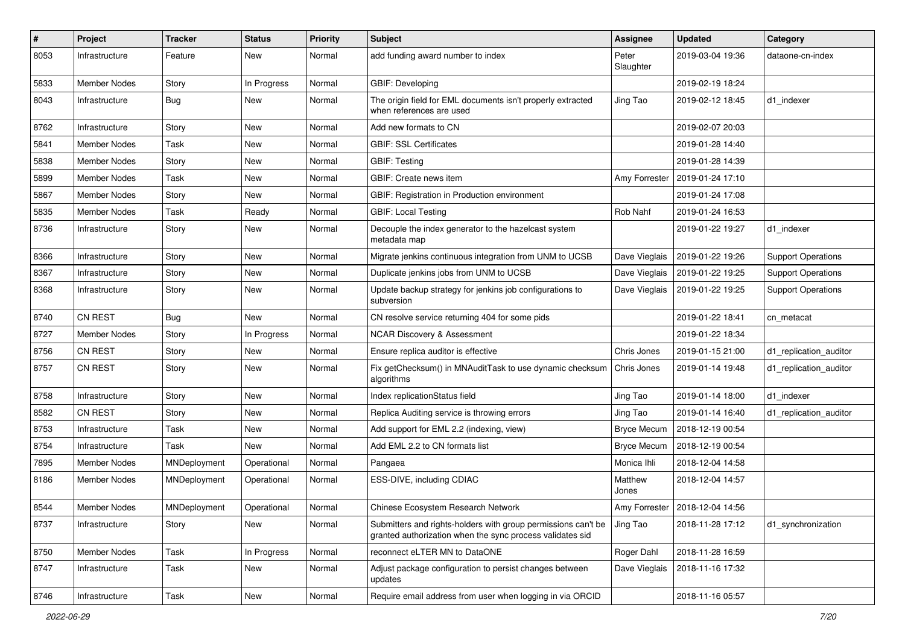| # | Project | Tracker | Status | Priority | Subject | Assignee | Updated | Category |
|---|---|---|---|---|---|---|---|---|
| 8053 | Infrastructure | Feature | New | Normal | add funding award number to index | Peter Slaughter | 2019-03-04 19:36 | dataone-cn-index |
| 5833 | Member Nodes | Story | In Progress | Normal | GBIF: Developing | | 2019-02-19 18:24 | |
| 8043 | Infrastructure | Bug | New | Normal | The origin field for EML documents isn't properly extracted when references are used | Jing Tao | 2019-02-12 18:45 | d1_indexer |
| 8762 | Infrastructure | Story | New | Normal | Add new formats to CN | | 2019-02-07 20:03 | |
| 5841 | Member Nodes | Task | New | Normal | GBIF: SSL Certificates | | 2019-01-28 14:40 | |
| 5838 | Member Nodes | Story | New | Normal | GBIF: Testing | | 2019-01-28 14:39 | |
| 5899 | Member Nodes | Task | New | Normal | GBIF: Create news item | Amy Forrester | 2019-01-24 17:10 | |
| 5867 | Member Nodes | Story | New | Normal | GBIF: Registration in Production environment | | 2019-01-24 17:08 | |
| 5835 | Member Nodes | Task | Ready | Normal | GBIF: Local Testing | Rob Nahf | 2019-01-24 16:53 | |
| 8736 | Infrastructure | Story | New | Normal | Decouple the index generator to the hazelcast system metadata map | | 2019-01-22 19:27 | d1_indexer |
| 8366 | Infrastructure | Story | New | Normal | Migrate jenkins continuous integration from UNM to UCSB | Dave Vieglais | 2019-01-22 19:26 | Support Operations |
| 8367 | Infrastructure | Story | New | Normal | Duplicate jenkins jobs from UNM to UCSB | Dave Vieglais | 2019-01-22 19:25 | Support Operations |
| 8368 | Infrastructure | Story | New | Normal | Update backup strategy for jenkins job configurations to subversion | Dave Vieglais | 2019-01-22 19:25 | Support Operations |
| 8740 | CN REST | Bug | New | Normal | CN resolve service returning 404 for some pids | | 2019-01-22 18:41 | cn_metacat |
| 8727 | Member Nodes | Story | In Progress | Normal | NCAR Discovery & Assessment | | 2019-01-22 18:34 | |
| 8756 | CN REST | Story | New | Normal | Ensure replica auditor is effective | Chris Jones | 2019-01-15 21:00 | d1_replication_auditor |
| 8757 | CN REST | Story | New | Normal | Fix getChecksum() in MNAuditTask to use dynamic checksum algorithms | Chris Jones | 2019-01-14 19:48 | d1_replication_auditor |
| 8758 | Infrastructure | Story | New | Normal | Index replicationStatus field | Jing Tao | 2019-01-14 18:00 | d1_indexer |
| 8582 | CN REST | Story | New | Normal | Replica Auditing service is throwing errors | Jing Tao | 2019-01-14 16:40 | d1_replication_auditor |
| 8753 | Infrastructure | Task | New | Normal | Add support for EML 2.2 (indexing, view) | Bryce Mecum | 2018-12-19 00:54 | |
| 8754 | Infrastructure | Task | New | Normal | Add EML 2.2 to CN formats list | Bryce Mecum | 2018-12-19 00:54 | |
| 7895 | Member Nodes | MNDeployment | Operational | Normal | Pangaea | Monica Ihli | 2018-12-04 14:58 | |
| 8186 | Member Nodes | MNDeployment | Operational | Normal | ESS-DIVE, including CDIAC | Matthew Jones | 2018-12-04 14:57 | |
| 8544 | Member Nodes | MNDeployment | Operational | Normal | Chinese Ecosystem Research Network | Amy Forrester | 2018-12-04 14:56 | |
| 8737 | Infrastructure | Story | New | Normal | Submitters and rights-holders with group permissions can't be granted authorization when the sync process validates sid | Jing Tao | 2018-11-28 17:12 | d1_synchronization |
| 8750 | Member Nodes | Task | In Progress | Normal | reconnect eLTER MN to DataONE | Roger Dahl | 2018-11-28 16:59 | |
| 8747 | Infrastructure | Task | New | Normal | Adjust package configuration to persist changes between updates | Dave Vieglais | 2018-11-16 17:32 | |
| 8746 | Infrastructure | Task | New | Normal | Require email address from user when logging in via ORCID | | 2018-11-16 05:57 | |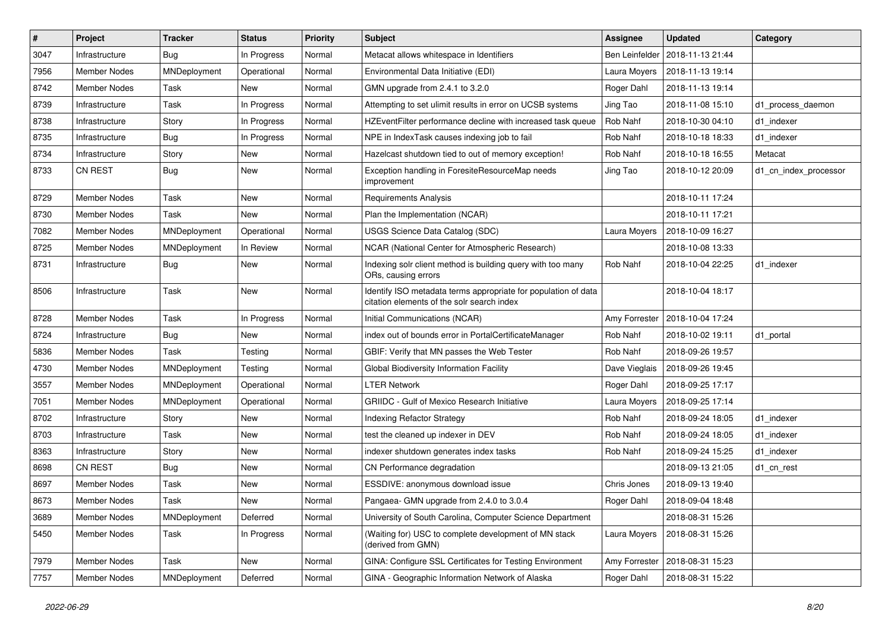| # | Project | Tracker | Status | Priority | Subject | Assignee | Updated | Category |
|---|---|---|---|---|---|---|---|---|
| 3047 | Infrastructure | Bug | In Progress | Normal | Metacat allows whitespace in Identifiers | Ben Leinfelder | 2018-11-13 21:44 | |
| 7956 | Member Nodes | MNDeployment | Operational | Normal | Environmental Data Initiative (EDI) | Laura Moyers | 2018-11-13 19:14 | |
| 8742 | Member Nodes | Task | New | Normal | GMN upgrade from 2.4.1 to 3.2.0 | Roger Dahl | 2018-11-13 19:14 | |
| 8739 | Infrastructure | Task | In Progress | Normal | Attempting to set ulimit results in error on UCSB systems | Jing Tao | 2018-11-08 15:10 | d1_process_daemon |
| 8738 | Infrastructure | Story | In Progress | Normal | HZEventFilter performance decline with increased task queue | Rob Nahf | 2018-10-30 04:10 | d1_indexer |
| 8735 | Infrastructure | Bug | In Progress | Normal | NPE in IndexTask causes indexing job to fail | Rob Nahf | 2018-10-18 18:33 | d1_indexer |
| 8734 | Infrastructure | Story | New | Normal | Hazelcast shutdown tied to out of memory exception! | Rob Nahf | 2018-10-18 16:55 | Metacat |
| 8733 | CN REST | Bug | New | Normal | Exception handling in ForesiteResourceMap needs improvement | Jing Tao | 2018-10-12 20:09 | d1_cn_index_processor |
| 8729 | Member Nodes | Task | New | Normal | Requirements Analysis | | 2018-10-11 17:24 | |
| 8730 | Member Nodes | Task | New | Normal | Plan the Implementation (NCAR) | | 2018-10-11 17:21 | |
| 7082 | Member Nodes | MNDeployment | Operational | Normal | USGS Science Data Catalog (SDC) | Laura Moyers | 2018-10-09 16:27 | |
| 8725 | Member Nodes | MNDeployment | In Review | Normal | NCAR (National Center for Atmospheric Research) | | 2018-10-08 13:33 | |
| 8731 | Infrastructure | Bug | New | Normal | Indexing solr client method is building query with too many ORs, causing errors | Rob Nahf | 2018-10-04 22:25 | d1_indexer |
| 8506 | Infrastructure | Task | New | Normal | Identify ISO metadata terms appropriate for population of data citation elements of the solr search index | | 2018-10-04 18:17 | |
| 8728 | Member Nodes | Task | In Progress | Normal | Initial Communications (NCAR) | Amy Forrester | 2018-10-04 17:24 | |
| 8724 | Infrastructure | Bug | New | Normal | index out of bounds error in PortalCertificateManager | Rob Nahf | 2018-10-02 19:11 | d1_portal |
| 5836 | Member Nodes | Task | Testing | Normal | GBIF: Verify that MN passes the Web Tester | Rob Nahf | 2018-09-26 19:57 | |
| 4730 | Member Nodes | MNDeployment | Testing | Normal | Global Biodiversity Information Facility | Dave Vieglais | 2018-09-26 19:45 | |
| 3557 | Member Nodes | MNDeployment | Operational | Normal | LTER Network | Roger Dahl | 2018-09-25 17:17 | |
| 7051 | Member Nodes | MNDeployment | Operational | Normal | GRIIDC - Gulf of Mexico Research Initiative | Laura Moyers | 2018-09-25 17:14 | |
| 8702 | Infrastructure | Story | New | Normal | Indexing Refactor Strategy | Rob Nahf | 2018-09-24 18:05 | d1_indexer |
| 8703 | Infrastructure | Task | New | Normal | test the cleaned up indexer in DEV | Rob Nahf | 2018-09-24 18:05 | d1_indexer |
| 8363 | Infrastructure | Story | New | Normal | indexer shutdown generates index tasks | Rob Nahf | 2018-09-24 15:25 | d1_indexer |
| 8698 | CN REST | Bug | New | Normal | CN Performance degradation | | 2018-09-13 21:05 | d1_cn_rest |
| 8697 | Member Nodes | Task | New | Normal | ESSDIVE: anonymous download issue | Chris Jones | 2018-09-13 19:40 | |
| 8673 | Member Nodes | Task | New | Normal | Pangaea- GMN upgrade from 2.4.0 to 3.0.4 | Roger Dahl | 2018-09-04 18:48 | |
| 3689 | Member Nodes | MNDeployment | Deferred | Normal | University of South Carolina, Computer Science Department | | 2018-08-31 15:26 | |
| 5450 | Member Nodes | Task | In Progress | Normal | (Waiting for) USC to complete development of MN stack (derived from GMN) | Laura Moyers | 2018-08-31 15:26 | |
| 7979 | Member Nodes | Task | New | Normal | GINA: Configure SSL Certificates for Testing Environment | Amy Forrester | 2018-08-31 15:23 | |
| 7757 | Member Nodes | MNDeployment | Deferred | Normal | GINA - Geographic Information Network of Alaska | Roger Dahl | 2018-08-31 15:22 | |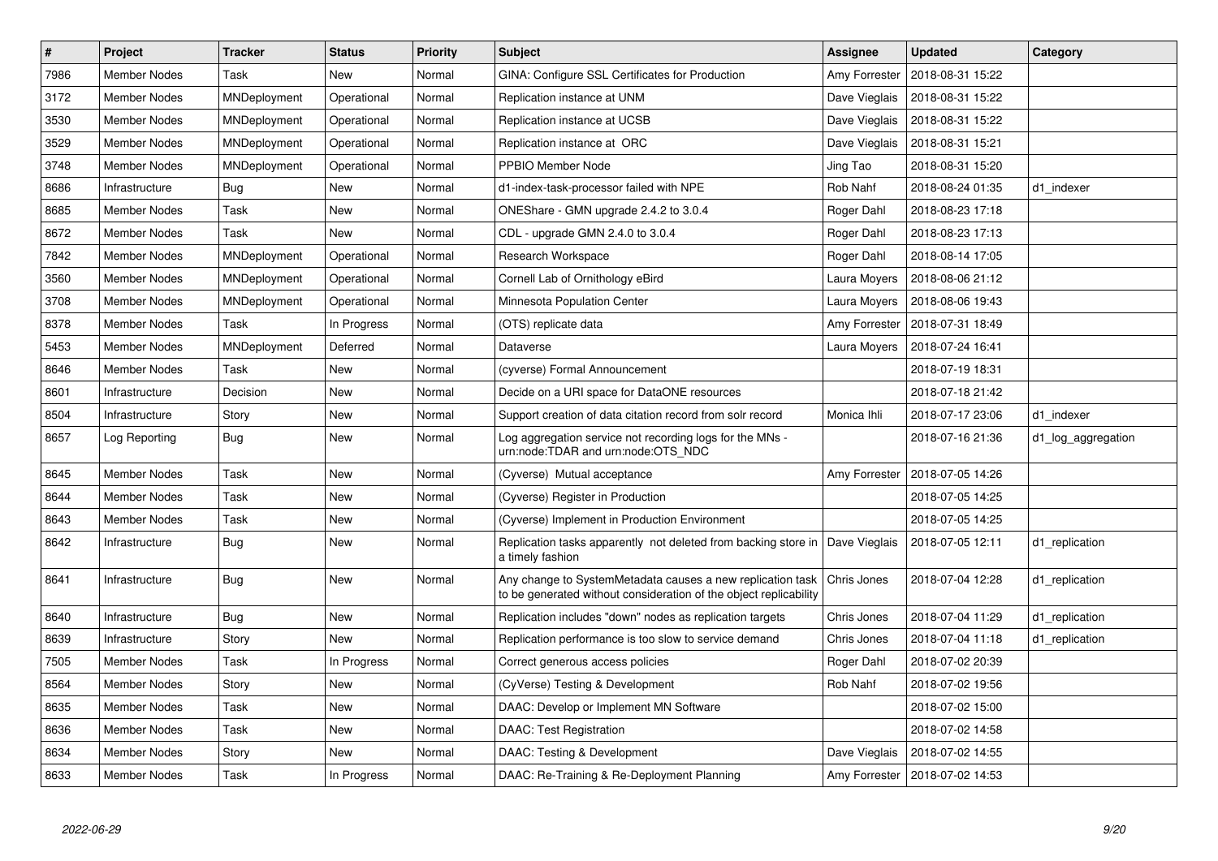| # | Project | Tracker | Status | Priority | Subject | Assignee | Updated | Category |
|---|---|---|---|---|---|---|---|---|
| 7986 | Member Nodes | Task | New | Normal | GINA: Configure SSL Certificates for Production | Amy Forrester | 2018-08-31 15:22 | |
| 3172 | Member Nodes | MNDeployment | Operational | Normal | Replication instance at UNM | Dave Vieglais | 2018-08-31 15:22 | |
| 3530 | Member Nodes | MNDeployment | Operational | Normal | Replication instance at UCSB | Dave Vieglais | 2018-08-31 15:22 | |
| 3529 | Member Nodes | MNDeployment | Operational | Normal | Replication instance at ORC | Dave Vieglais | 2018-08-31 15:21 | |
| 3748 | Member Nodes | MNDeployment | Operational | Normal | PPBIO Member Node | Jing Tao | 2018-08-31 15:20 | |
| 8686 | Infrastructure | Bug | New | Normal | d1-index-task-processor failed with NPE | Rob Nahf | 2018-08-24 01:35 | d1_indexer |
| 8685 | Member Nodes | Task | New | Normal | ONEShare - GMN upgrade 2.4.2 to 3.0.4 | Roger Dahl | 2018-08-23 17:18 | |
| 8672 | Member Nodes | Task | New | Normal | CDL - upgrade GMN 2.4.0 to 3.0.4 | Roger Dahl | 2018-08-23 17:13 | |
| 7842 | Member Nodes | MNDeployment | Operational | Normal | Research Workspace | Roger Dahl | 2018-08-14 17:05 | |
| 3560 | Member Nodes | MNDeployment | Operational | Normal | Cornell Lab of Ornithology eBird | Laura Moyers | 2018-08-06 21:12 | |
| 3708 | Member Nodes | MNDeployment | Operational | Normal | Minnesota Population Center | Laura Moyers | 2018-08-06 19:43 | |
| 8378 | Member Nodes | Task | In Progress | Normal | (OTS) replicate data | Amy Forrester | 2018-07-31 18:49 | |
| 5453 | Member Nodes | MNDeployment | Deferred | Normal | Dataverse | Laura Moyers | 2018-07-24 16:41 | |
| 8646 | Member Nodes | Task | New | Normal | (cyverse) Formal Announcement | | 2018-07-19 18:31 | |
| 8601 | Infrastructure | Decision | New | Normal | Decide on a URI space for DataONE resources | | 2018-07-18 21:42 | |
| 8504 | Infrastructure | Story | New | Normal | Support creation of data citation record from solr record | Monica Ihli | 2018-07-17 23:06 | d1_indexer |
| 8657 | Log Reporting | Bug | New | Normal | Log aggregation service not recording logs for the MNs - urn:node:TDAR and urn:node:OTS_NDC | | 2018-07-16 21:36 | d1_log_aggregation |
| 8645 | Member Nodes | Task | New | Normal | (Cyverse) Mutual acceptance | Amy Forrester | 2018-07-05 14:26 | |
| 8644 | Member Nodes | Task | New | Normal | (Cyverse) Register in Production | | 2018-07-05 14:25 | |
| 8643 | Member Nodes | Task | New | Normal | (Cyverse) Implement in Production Environment | | 2018-07-05 14:25 | |
| 8642 | Infrastructure | Bug | New | Normal | Replication tasks apparently not deleted from backing store in a timely fashion | Dave Vieglais | 2018-07-05 12:11 | d1_replication |
| 8641 | Infrastructure | Bug | New | Normal | Any change to SystemMetadata causes a new replication task to be generated without consideration of the object replicability | Chris Jones | 2018-07-04 12:28 | d1_replication |
| 8640 | Infrastructure | Bug | New | Normal | Replication includes "down" nodes as replication targets | Chris Jones | 2018-07-04 11:29 | d1_replication |
| 8639 | Infrastructure | Story | New | Normal | Replication performance is too slow to service demand | Chris Jones | 2018-07-04 11:18 | d1_replication |
| 7505 | Member Nodes | Task | In Progress | Normal | Correct generous access policies | Roger Dahl | 2018-07-02 20:39 | |
| 8564 | Member Nodes | Story | New | Normal | (CyVerse) Testing & Development | Rob Nahf | 2018-07-02 19:56 | |
| 8635 | Member Nodes | Task | New | Normal | DAAC: Develop or Implement MN Software | | 2018-07-02 15:00 | |
| 8636 | Member Nodes | Task | New | Normal | DAAC: Test Registration | | 2018-07-02 14:58 | |
| 8634 | Member Nodes | Story | New | Normal | DAAC: Testing & Development | Dave Vieglais | 2018-07-02 14:55 | |
| 8633 | Member Nodes | Task | In Progress | Normal | DAAC: Re-Training & Re-Deployment Planning | Amy Forrester | 2018-07-02 14:53 | |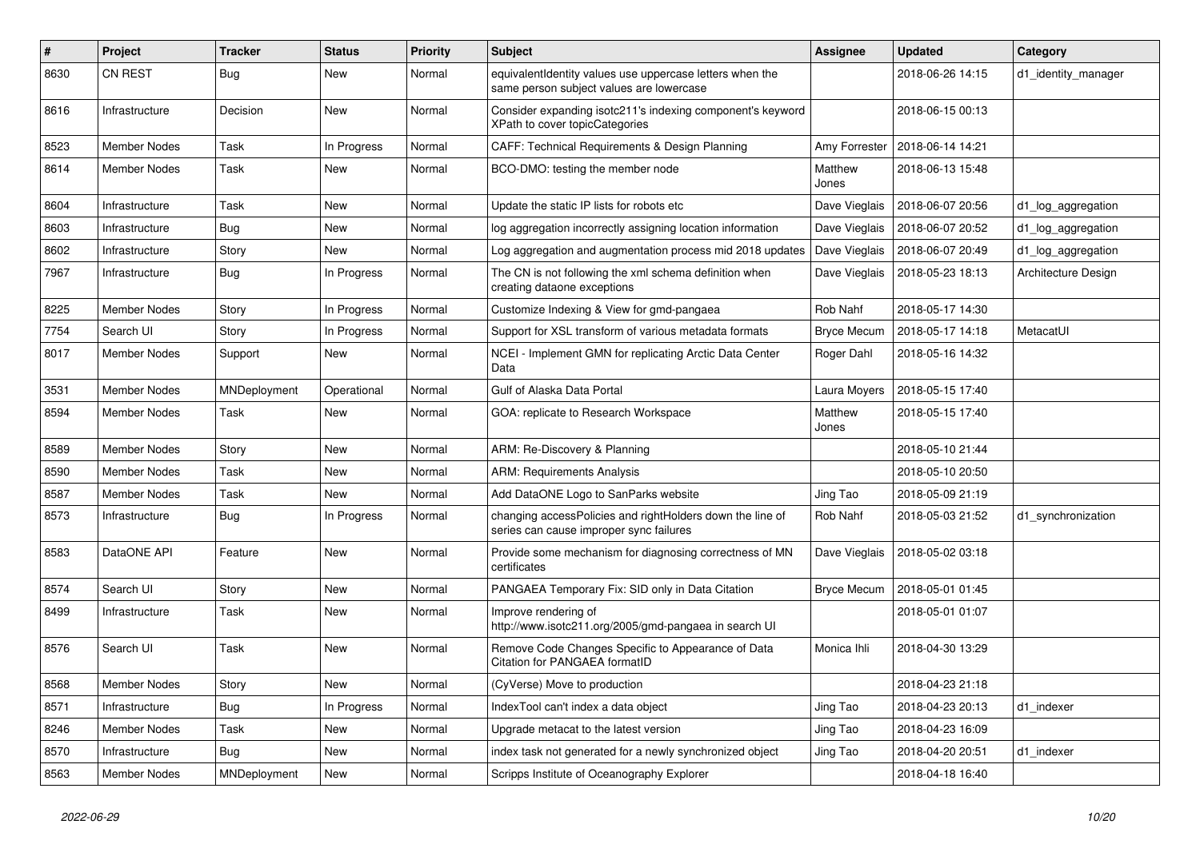| # | Project | Tracker | Status | Priority | Subject | Assignee | Updated | Category |
|---|---|---|---|---|---|---|---|---|
| 8630 | CN REST | Bug | New | Normal | equivalentIdentity values use uppercase letters when the same person subject values are lowercase | | 2018-06-26 14:15 | d1_identity_manager |
| 8616 | Infrastructure | Decision | New | Normal | Consider expanding isotc211's indexing component's keyword XPath to cover topicCategories | | 2018-06-15 00:13 | |
| 8523 | Member Nodes | Task | In Progress | Normal | CAFF: Technical Requirements & Design Planning | Amy Forrester | 2018-06-14 14:21 | |
| 8614 | Member Nodes | Task | New | Normal | BCO-DMO: testing the member node | Matthew Jones | 2018-06-13 15:48 | |
| 8604 | Infrastructure | Task | New | Normal | Update the static IP lists for robots etc | Dave Vieglais | 2018-06-07 20:56 | d1_log_aggregation |
| 8603 | Infrastructure | Bug | New | Normal | log aggregation incorrectly assigning location information | Dave Vieglais | 2018-06-07 20:52 | d1_log_aggregation |
| 8602 | Infrastructure | Story | New | Normal | Log aggregation and augmentation process mid 2018 updates | Dave Vieglais | 2018-06-07 20:49 | d1_log_aggregation |
| 7967 | Infrastructure | Bug | In Progress | Normal | The CN is not following the xml schema definition when creating dataone exceptions | Dave Vieglais | 2018-05-23 18:13 | Architecture Design |
| 8225 | Member Nodes | Story | In Progress | Normal | Customize Indexing & View for gmd-pangaea | Rob Nahf | 2018-05-17 14:30 | |
| 7754 | Search UI | Story | In Progress | Normal | Support for XSL transform of various metadata formats | Bryce Mecum | 2018-05-17 14:18 | MetacatUI |
| 8017 | Member Nodes | Support | New | Normal | NCEI - Implement GMN for replicating Arctic Data Center Data | Roger Dahl | 2018-05-16 14:32 | |
| 3531 | Member Nodes | MNDeployment | Operational | Normal | Gulf of Alaska Data Portal | Laura Moyers | 2018-05-15 17:40 | |
| 8594 | Member Nodes | Task | New | Normal | GOA: replicate to Research Workspace | Matthew Jones | 2018-05-15 17:40 | |
| 8589 | Member Nodes | Story | New | Normal | ARM: Re-Discovery & Planning | | 2018-05-10 21:44 | |
| 8590 | Member Nodes | Task | New | Normal | ARM: Requirements Analysis | | 2018-05-10 20:50 | |
| 8587 | Member Nodes | Task | New | Normal | Add DataONE Logo to SanParks website | Jing Tao | 2018-05-09 21:19 | |
| 8573 | Infrastructure | Bug | In Progress | Normal | changing accessPolicies and rightHolders down the line of series can cause improper sync failures | Rob Nahf | 2018-05-03 21:52 | d1_synchronization |
| 8583 | DataONE API | Feature | New | Normal | Provide some mechanism for diagnosing correctness of MN certificates | Dave Vieglais | 2018-05-02 03:18 | |
| 8574 | Search UI | Story | New | Normal | PANGAEA Temporary Fix: SID only in Data Citation | Bryce Mecum | 2018-05-01 01:45 | |
| 8499 | Infrastructure | Task | New | Normal | Improve rendering of http://www.isotc211.org/2005/gmd-pangaea in search UI | | 2018-05-01 01:07 | |
| 8576 | Search UI | Task | New | Normal | Remove Code Changes Specific to Appearance of Data Citation for PANGAEA formatID | Monica Ihli | 2018-04-30 13:29 | |
| 8568 | Member Nodes | Story | New | Normal | (CyVerse) Move to production | | 2018-04-23 21:18 | |
| 8571 | Infrastructure | Bug | In Progress | Normal | IndexTool can't index a data object | Jing Tao | 2018-04-23 20:13 | d1_indexer |
| 8246 | Member Nodes | Task | New | Normal | Upgrade metacat to the latest version | Jing Tao | 2018-04-23 16:09 | |
| 8570 | Infrastructure | Bug | New | Normal | index task not generated for a newly synchronized object | Jing Tao | 2018-04-20 20:51 | d1_indexer |
| 8563 | Member Nodes | MNDeployment | New | Normal | Scripps Institute of Oceanography Explorer | | 2018-04-18 16:40 | |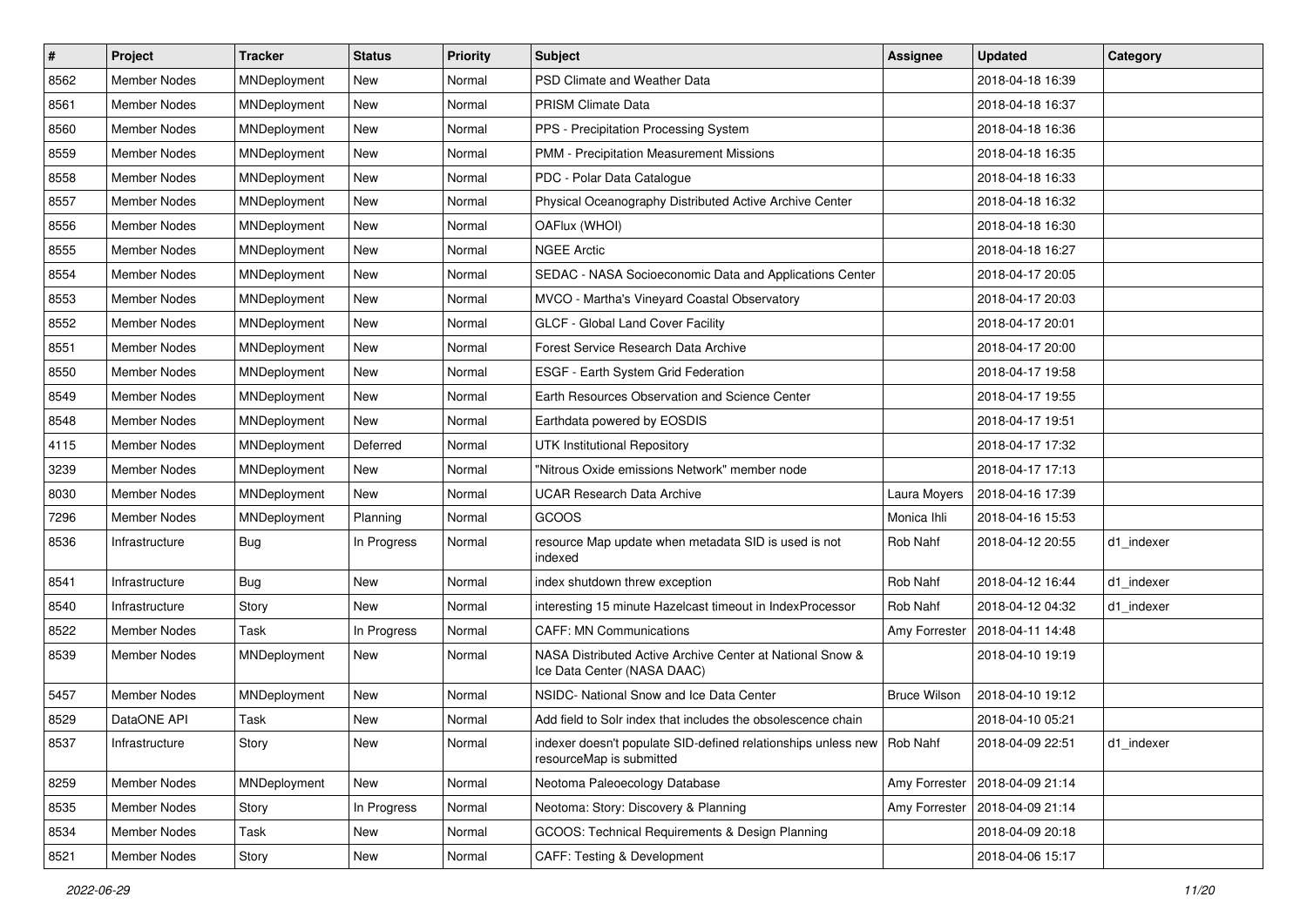| # | Project | Tracker | Status | Priority | Subject | Assignee | Updated | Category |
|---|---|---|---|---|---|---|---|---|
| 8562 | Member Nodes | MNDeployment | New | Normal | PSD Climate and Weather Data | | 2018-04-18 16:39 | |
| 8561 | Member Nodes | MNDeployment | New | Normal | PRISM Climate Data | | 2018-04-18 16:37 | |
| 8560 | Member Nodes | MNDeployment | New | Normal | PPS - Precipitation Processing System | | 2018-04-18 16:36 | |
| 8559 | Member Nodes | MNDeployment | New | Normal | PMM - Precipitation Measurement Missions | | 2018-04-18 16:35 | |
| 8558 | Member Nodes | MNDeployment | New | Normal | PDC - Polar Data Catalogue | | 2018-04-18 16:33 | |
| 8557 | Member Nodes | MNDeployment | New | Normal | Physical Oceanography Distributed Active Archive Center | | 2018-04-18 16:32 | |
| 8556 | Member Nodes | MNDeployment | New | Normal | OAFlux (WHOI) | | 2018-04-18 16:30 | |
| 8555 | Member Nodes | MNDeployment | New | Normal | NGEE Arctic | | 2018-04-18 16:27 | |
| 8554 | Member Nodes | MNDeployment | New | Normal | SEDAC - NASA Socioeconomic Data and Applications Center | | 2018-04-17 20:05 | |
| 8553 | Member Nodes | MNDeployment | New | Normal | MVCO - Martha's Vineyard Coastal Observatory | | 2018-04-17 20:03 | |
| 8552 | Member Nodes | MNDeployment | New | Normal | GLCF - Global Land Cover Facility | | 2018-04-17 20:01 | |
| 8551 | Member Nodes | MNDeployment | New | Normal | Forest Service Research Data Archive | | 2018-04-17 20:00 | |
| 8550 | Member Nodes | MNDeployment | New | Normal | ESGF - Earth System Grid Federation | | 2018-04-17 19:58 | |
| 8549 | Member Nodes | MNDeployment | New | Normal | Earth Resources Observation and Science Center | | 2018-04-17 19:55 | |
| 8548 | Member Nodes | MNDeployment | New | Normal | Earthdata powered by EOSDIS | | 2018-04-17 19:51 | |
| 4115 | Member Nodes | MNDeployment | Deferred | Normal | UTK Institutional Repository | | 2018-04-17 17:32 | |
| 3239 | Member Nodes | MNDeployment | New | Normal | "Nitrous Oxide emissions Network" member node | | 2018-04-17 17:13 | |
| 8030 | Member Nodes | MNDeployment | New | Normal | UCAR Research Data Archive | Laura Moyers | 2018-04-16 17:39 | |
| 7296 | Member Nodes | MNDeployment | Planning | Normal | GCOOS | Monica Ihli | 2018-04-16 15:53 | |
| 8536 | Infrastructure | Bug | In Progress | Normal | resource Map update when metadata SID is used is not indexed | Rob Nahf | 2018-04-12 20:55 | d1_indexer |
| 8541 | Infrastructure | Bug | New | Normal | index shutdown threw exception | Rob Nahf | 2018-04-12 16:44 | d1_indexer |
| 8540 | Infrastructure | Story | New | Normal | interesting 15 minute Hazelcast timeout in IndexProcessor | Rob Nahf | 2018-04-12 04:32 | d1_indexer |
| 8522 | Member Nodes | Task | In Progress | Normal | CAFF: MN Communications | Amy Forrester | 2018-04-11 14:48 | |
| 8539 | Member Nodes | MNDeployment | New | Normal | NASA Distributed Active Archive Center at National Snow & Ice Data Center (NASA DAAC) | | 2018-04-10 19:19 | |
| 5457 | Member Nodes | MNDeployment | New | Normal | NSIDC- National Snow and Ice Data Center | Bruce Wilson | 2018-04-10 19:12 | |
| 8529 | DataONE API | Task | New | Normal | Add field to Solr index that includes the obsolescence chain | | 2018-04-10 05:21 | |
| 8537 | Infrastructure | Story | New | Normal | indexer doesn't populate SID-defined relationships unless new resourceMap is submitted | Rob Nahf | 2018-04-09 22:51 | d1_indexer |
| 8259 | Member Nodes | MNDeployment | New | Normal | Neotoma Paleoecology Database | Amy Forrester | 2018-04-09 21:14 | |
| 8535 | Member Nodes | Story | In Progress | Normal | Neotoma: Story: Discovery & Planning | Amy Forrester | 2018-04-09 21:14 | |
| 8534 | Member Nodes | Task | New | Normal | GCOOS: Technical Requirements & Design Planning | | 2018-04-09 20:18 | |
| 8521 | Member Nodes | Story | New | Normal | CAFF: Testing & Development | | 2018-04-06 15:17 | |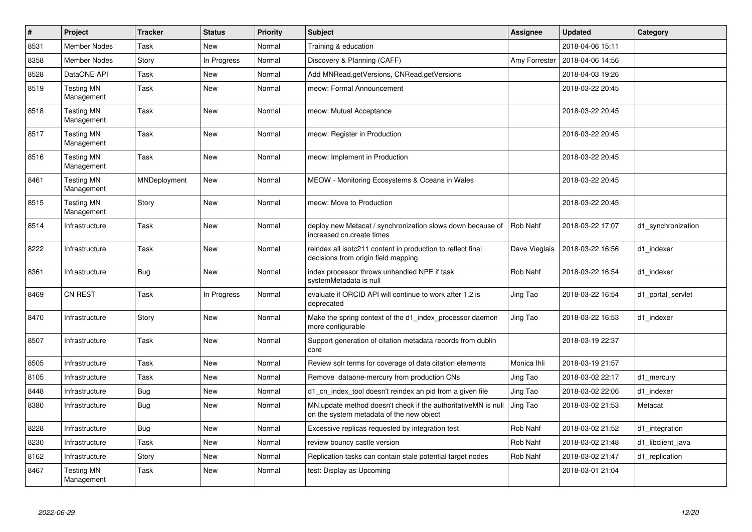| # | Project | Tracker | Status | Priority | Subject | Assignee | Updated | Category |
|---|---|---|---|---|---|---|---|---|
| 8531 | Member Nodes | Task | New | Normal | Training & education | | 2018-04-06 15:11 | |
| 8358 | Member Nodes | Story | In Progress | Normal | Discovery & Planning (CAFF) | Amy Forrester | 2018-04-06 14:56 | |
| 8528 | DataONE API | Task | New | Normal | Add MNRead.getVersions, CNRead.getVersions | | 2018-04-03 19:26 | |
| 8519 | Testing MN Management | Task | New | Normal | meow: Formal Announcement | | 2018-03-22 20:45 | |
| 8518 | Testing MN Management | Task | New | Normal | meow: Mutual Acceptance | | 2018-03-22 20:45 | |
| 8517 | Testing MN Management | Task | New | Normal | meow: Register in Production | | 2018-03-22 20:45 | |
| 8516 | Testing MN Management | Task | New | Normal | meow: Implement in Production | | 2018-03-22 20:45 | |
| 8461 | Testing MN Management | MNDeployment | New | Normal | MEOW - Monitoring Ecosystems & Oceans in Wales | | 2018-03-22 20:45 | |
| 8515 | Testing MN Management | Story | New | Normal | meow: Move to Production | | 2018-03-22 20:45 | |
| 8514 | Infrastructure | Task | New | Normal | deploy new Metacat / synchronization slows down because of increased cn.create times | Rob Nahf | 2018-03-22 17:07 | d1_synchronization |
| 8222 | Infrastructure | Task | New | Normal | reindex all isotc211 content in production to reflect final decisions from origin field mapping | Dave Vieglais | 2018-03-22 16:56 | d1_indexer |
| 8361 | Infrastructure | Bug | New | Normal | index processor throws unhandled NPE if task systemMetadata is null | Rob Nahf | 2018-03-22 16:54 | d1_indexer |
| 8469 | CN REST | Task | In Progress | Normal | evaluate if ORCID API will continue to work after 1.2 is deprecated | Jing Tao | 2018-03-22 16:54 | d1_portal_servlet |
| 8470 | Infrastructure | Story | New | Normal | Make the spring context of the d1_index_processor daemon more configurable | Jing Tao | 2018-03-22 16:53 | d1_indexer |
| 8507 | Infrastructure | Task | New | Normal | Support generation of citation metadata records from dublin core | | 2018-03-19 22:37 | |
| 8505 | Infrastructure | Task | New | Normal | Review solr terms for coverage of data citation elements | Monica Ihli | 2018-03-19 21:57 | |
| 8105 | Infrastructure | Task | New | Normal | Remove dataone-mercury from production CNs | Jing Tao | 2018-03-02 22:17 | d1_mercury |
| 8448 | Infrastructure | Bug | New | Normal | d1_cn_index_tool doesn't reindex an pid from a given file | Jing Tao | 2018-03-02 22:06 | d1_indexer |
| 8380 | Infrastructure | Bug | New | Normal | MN.update method doesn't check if the authoritativeMN is null on the system metadata of the new object | Jing Tao | 2018-03-02 21:53 | Metacat |
| 8228 | Infrastructure | Bug | New | Normal | Excessive replicas requested by integration test | Rob Nahf | 2018-03-02 21:52 | d1_integration |
| 8230 | Infrastructure | Task | New | Normal | review bouncy castle version | Rob Nahf | 2018-03-02 21:48 | d1_libclient_java |
| 8162 | Infrastructure | Story | New | Normal | Replication tasks can contain stale potential target nodes | Rob Nahf | 2018-03-02 21:47 | d1_replication |
| 8467 | Testing MN Management | Task | New | Normal | test: Display as Upcoming | | 2018-03-01 21:04 | |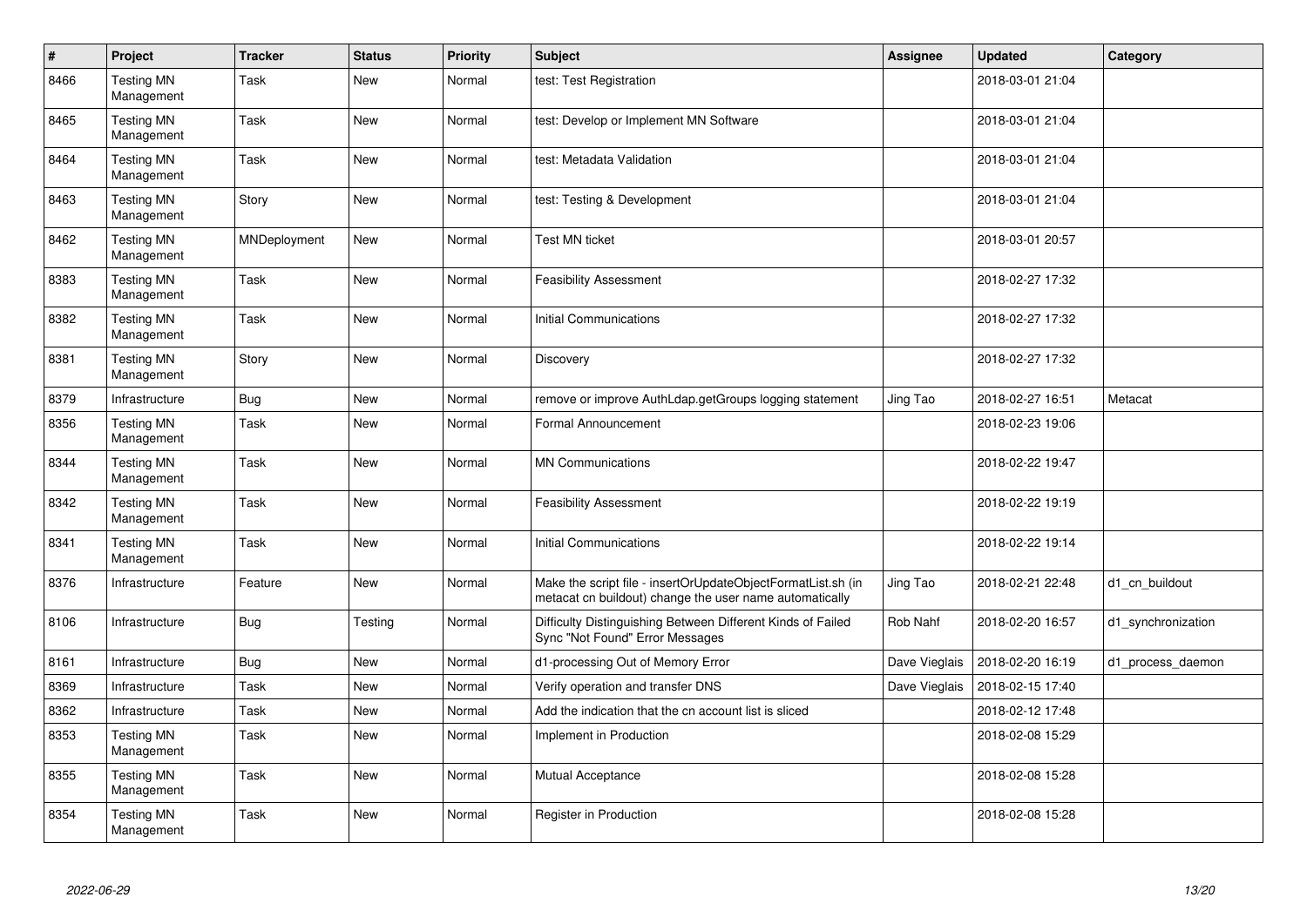| # | Project | Tracker | Status | Priority | Subject | Assignee | Updated | Category |
|---|---|---|---|---|---|---|---|---|
| 8466 | Testing MN Management | Task | New | Normal | test: Test Registration | | 2018-03-01 21:04 | |
| 8465 | Testing MN Management | Task | New | Normal | test: Develop or Implement MN Software | | 2018-03-01 21:04 | |
| 8464 | Testing MN Management | Task | New | Normal | test: Metadata Validation | | 2018-03-01 21:04 | |
| 8463 | Testing MN Management | Story | New | Normal | test: Testing & Development | | 2018-03-01 21:04 | |
| 8462 | Testing MN Management | MNDeployment | New | Normal | Test MN ticket | | 2018-03-01 20:57 | |
| 8383 | Testing MN Management | Task | New | Normal | Feasibility Assessment | | 2018-02-27 17:32 | |
| 8382 | Testing MN Management | Task | New | Normal | Initial Communications | | 2018-02-27 17:32 | |
| 8381 | Testing MN Management | Story | New | Normal | Discovery | | 2018-02-27 17:32 | |
| 8379 | Infrastructure | Bug | New | Normal | remove or improve AuthLdap.getGroups logging statement | Jing Tao | 2018-02-27 16:51 | Metacat |
| 8356 | Testing MN Management | Task | New | Normal | Formal Announcement | | 2018-02-23 19:06 | |
| 8344 | Testing MN Management | Task | New | Normal | MN Communications | | 2018-02-22 19:47 | |
| 8342 | Testing MN Management | Task | New | Normal | Feasibility Assessment | | 2018-02-22 19:19 | |
| 8341 | Testing MN Management | Task | New | Normal | Initial Communications | | 2018-02-22 19:14 | |
| 8376 | Infrastructure | Feature | New | Normal | Make the script file - insertOrUpdateObjectFormatList.sh (in metacat cn buildout) change the user name automatically | Jing Tao | 2018-02-21 22:48 | d1_cn_buildout |
| 8106 | Infrastructure | Bug | Testing | Normal | Difficulty Distinguishing Between Different Kinds of Failed Sync "Not Found" Error Messages | Rob Nahf | 2018-02-20 16:57 | d1_synchronization |
| 8161 | Infrastructure | Bug | New | Normal | d1-processing Out of Memory Error | Dave Vieglais | 2018-02-20 16:19 | d1_process_daemon |
| 8369 | Infrastructure | Task | New | Normal | Verify operation and transfer DNS | Dave Vieglais | 2018-02-15 17:40 | |
| 8362 | Infrastructure | Task | New | Normal | Add the indication that the cn account list is sliced | | 2018-02-12 17:48 | |
| 8353 | Testing MN Management | Task | New | Normal | Implement in Production | | 2018-02-08 15:29 | |
| 8355 | Testing MN Management | Task | New | Normal | Mutual Acceptance | | 2018-02-08 15:28 | |
| 8354 | Testing MN Management | Task | New | Normal | Register in Production | | 2018-02-08 15:28 | |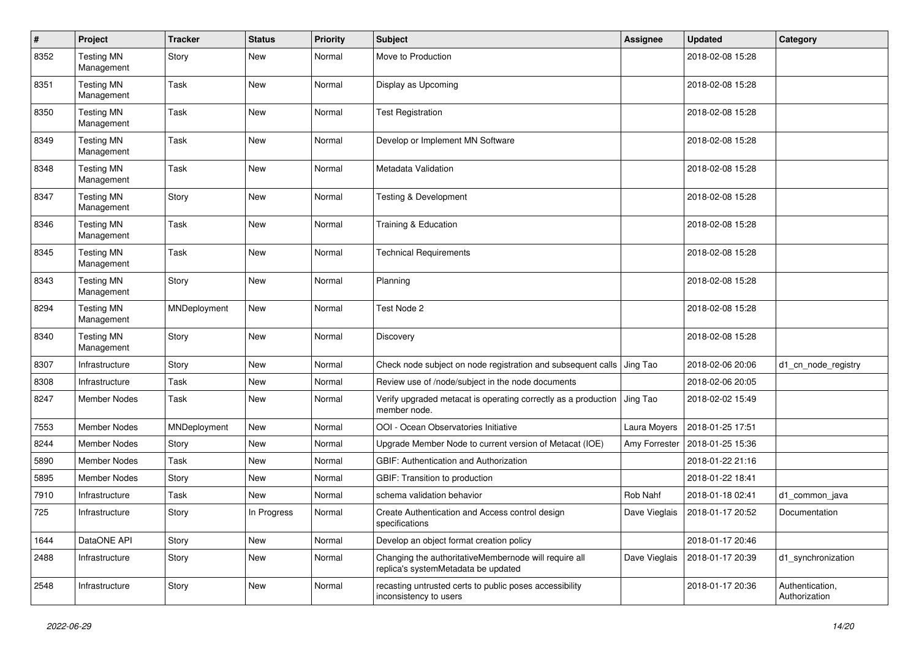| # | Project | Tracker | Status | Priority | Subject | Assignee | Updated | Category |
|---|---|---|---|---|---|---|---|---|
| 8352 | Testing MN Management | Story | New | Normal | Move to Production | | 2018-02-08 15:28 | |
| 8351 | Testing MN Management | Task | New | Normal | Display as Upcoming | | 2018-02-08 15:28 | |
| 8350 | Testing MN Management | Task | New | Normal | Test Registration | | 2018-02-08 15:28 | |
| 8349 | Testing MN Management | Task | New | Normal | Develop or Implement MN Software | | 2018-02-08 15:28 | |
| 8348 | Testing MN Management | Task | New | Normal | Metadata Validation | | 2018-02-08 15:28 | |
| 8347 | Testing MN Management | Story | New | Normal | Testing & Development | | 2018-02-08 15:28 | |
| 8346 | Testing MN Management | Task | New | Normal | Training & Education | | 2018-02-08 15:28 | |
| 8345 | Testing MN Management | Task | New | Normal | Technical Requirements | | 2018-02-08 15:28 | |
| 8343 | Testing MN Management | Story | New | Normal | Planning | | 2018-02-08 15:28 | |
| 8294 | Testing MN Management | MNDeployment | New | Normal | Test Node 2 | | 2018-02-08 15:28 | |
| 8340 | Testing MN Management | Story | New | Normal | Discovery | | 2018-02-08 15:28 | |
| 8307 | Infrastructure | Story | New | Normal | Check node subject on node registration and subsequent calls | Jing Tao | 2018-02-06 20:06 | d1_cn_node_registry |
| 8308 | Infrastructure | Task | New | Normal | Review use of /node/subject in the node documents | | 2018-02-06 20:05 | |
| 8247 | Member Nodes | Task | New | Normal | Verify upgraded metacat is operating correctly as a production member node. | Jing Tao | 2018-02-02 15:49 | |
| 7553 | Member Nodes | MNDeployment | New | Normal | OOI - Ocean Observatories Initiative | Laura Moyers | 2018-01-25 17:51 | |
| 8244 | Member Nodes | Story | New | Normal | Upgrade Member Node to current version of Metacat (IOE) | Amy Forrester | 2018-01-25 15:36 | |
| 5890 | Member Nodes | Task | New | Normal | GBIF: Authentication and Authorization | | 2018-01-22 21:16 | |
| 5895 | Member Nodes | Story | New | Normal | GBIF: Transition to production | | 2018-01-22 18:41 | |
| 7910 | Infrastructure | Task | New | Normal | schema validation behavior | Rob Nahf | 2018-01-18 02:41 | d1_common_java |
| 725 | Infrastructure | Story | In Progress | Normal | Create Authentication and Access control design specifications | Dave Vieglais | 2018-01-17 20:52 | Documentation |
| 1644 | DataONE API | Story | New | Normal | Develop an object format creation policy | | 2018-01-17 20:46 | |
| 2488 | Infrastructure | Story | New | Normal | Changing the authoritativeMembernode will require all replica's systemMetadata be updated | Dave Vieglais | 2018-01-17 20:39 | d1_synchronization |
| 2548 | Infrastructure | Story | New | Normal | recasting untrusted certs to public poses accessibility inconsistency to users | | 2018-01-17 20:36 | Authentication, Authorization |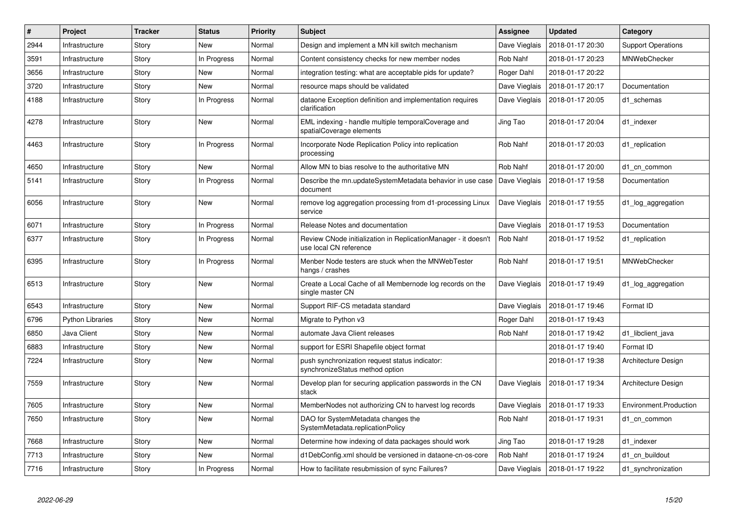| # | Project | Tracker | Status | Priority | Subject | Assignee | Updated | Category |
|---|---|---|---|---|---|---|---|---|
| 2944 | Infrastructure | Story | New | Normal | Design and implement a MN kill switch mechanism | Dave Vieglais | 2018-01-17 20:30 | Support Operations |
| 3591 | Infrastructure | Story | In Progress | Normal | Content consistency checks for new member nodes | Rob Nahf | 2018-01-17 20:23 | MNWebChecker |
| 3656 | Infrastructure | Story | New | Normal | integration testing: what are acceptable pids for update? | Roger Dahl | 2018-01-17 20:22 | |
| 3720 | Infrastructure | Story | New | Normal | resource maps should be validated | Dave Vieglais | 2018-01-17 20:17 | Documentation |
| 4188 | Infrastructure | Story | In Progress | Normal | dataone Exception definition and implementation requires clarification | Dave Vieglais | 2018-01-17 20:05 | d1_schemas |
| 4278 | Infrastructure | Story | New | Normal | EML indexing - handle multiple temporalCoverage and spatialCoverage elements | Jing Tao | 2018-01-17 20:04 | d1_indexer |
| 4463 | Infrastructure | Story | In Progress | Normal | Incorporate Node Replication Policy into replication processing | Rob Nahf | 2018-01-17 20:03 | d1_replication |
| 4650 | Infrastructure | Story | New | Normal | Allow MN to bias resolve to the authoritative MN | Rob Nahf | 2018-01-17 20:00 | d1_cn_common |
| 5141 | Infrastructure | Story | In Progress | Normal | Describe the mn.updateSystemMetadata behavior in use case document | Dave Vieglais | 2018-01-17 19:58 | Documentation |
| 6056 | Infrastructure | Story | New | Normal | remove log aggregation processing from d1-processing Linux service | Dave Vieglais | 2018-01-17 19:55 | d1_log_aggregation |
| 6071 | Infrastructure | Story | In Progress | Normal | Release Notes and documentation | Dave Vieglais | 2018-01-17 19:53 | Documentation |
| 6377 | Infrastructure | Story | In Progress | Normal | Review CNode initialization in ReplicationManager - it doesn't use local CN reference | Rob Nahf | 2018-01-17 19:52 | d1_replication |
| 6395 | Infrastructure | Story | In Progress | Normal | Menber Node testers are stuck when the MNWebTester hangs / crashes | Rob Nahf | 2018-01-17 19:51 | MNWebChecker |
| 6513 | Infrastructure | Story | New | Normal | Create a Local Cache of all Membernode log records on the single master CN | Dave Vieglais | 2018-01-17 19:49 | d1_log_aggregation |
| 6543 | Infrastructure | Story | New | Normal | Support RIF-CS metadata standard | Dave Vieglais | 2018-01-17 19:46 | Format ID |
| 6796 | Python Libraries | Story | New | Normal | Migrate to Python v3 | Roger Dahl | 2018-01-17 19:43 | |
| 6850 | Java Client | Story | New | Normal | automate Java Client releases | Rob Nahf | 2018-01-17 19:42 | d1_libclient_java |
| 6883 | Infrastructure | Story | New | Normal | support for ESRI Shapefile object format | | 2018-01-17 19:40 | Format ID |
| 7224 | Infrastructure | Story | New | Normal | push synchronization request status indicator: synchronizeStatus method option | | 2018-01-17 19:38 | Architecture Design |
| 7559 | Infrastructure | Story | New | Normal | Develop plan for securing application passwords in the CN stack | Dave Vieglais | 2018-01-17 19:34 | Architecture Design |
| 7605 | Infrastructure | Story | New | Normal | MemberNodes not authorizing CN to harvest log records | Dave Vieglais | 2018-01-17 19:33 | Environment.Production |
| 7650 | Infrastructure | Story | New | Normal | DAO for SystemMetadata changes the SystemMetadata.replicationPolicy | Rob Nahf | 2018-01-17 19:31 | d1_cn_common |
| 7668 | Infrastructure | Story | New | Normal | Determine how indexing of data packages should work | Jing Tao | 2018-01-17 19:28 | d1_indexer |
| 7713 | Infrastructure | Story | New | Normal | d1DebConfig.xml should be versioned in dataone-cn-os-core | Rob Nahf | 2018-01-17 19:24 | d1_cn_buildout |
| 7716 | Infrastructure | Story | In Progress | Normal | How to facilitate resubmission of sync Failures? | Dave Vieglais | 2018-01-17 19:22 | d1_synchronization |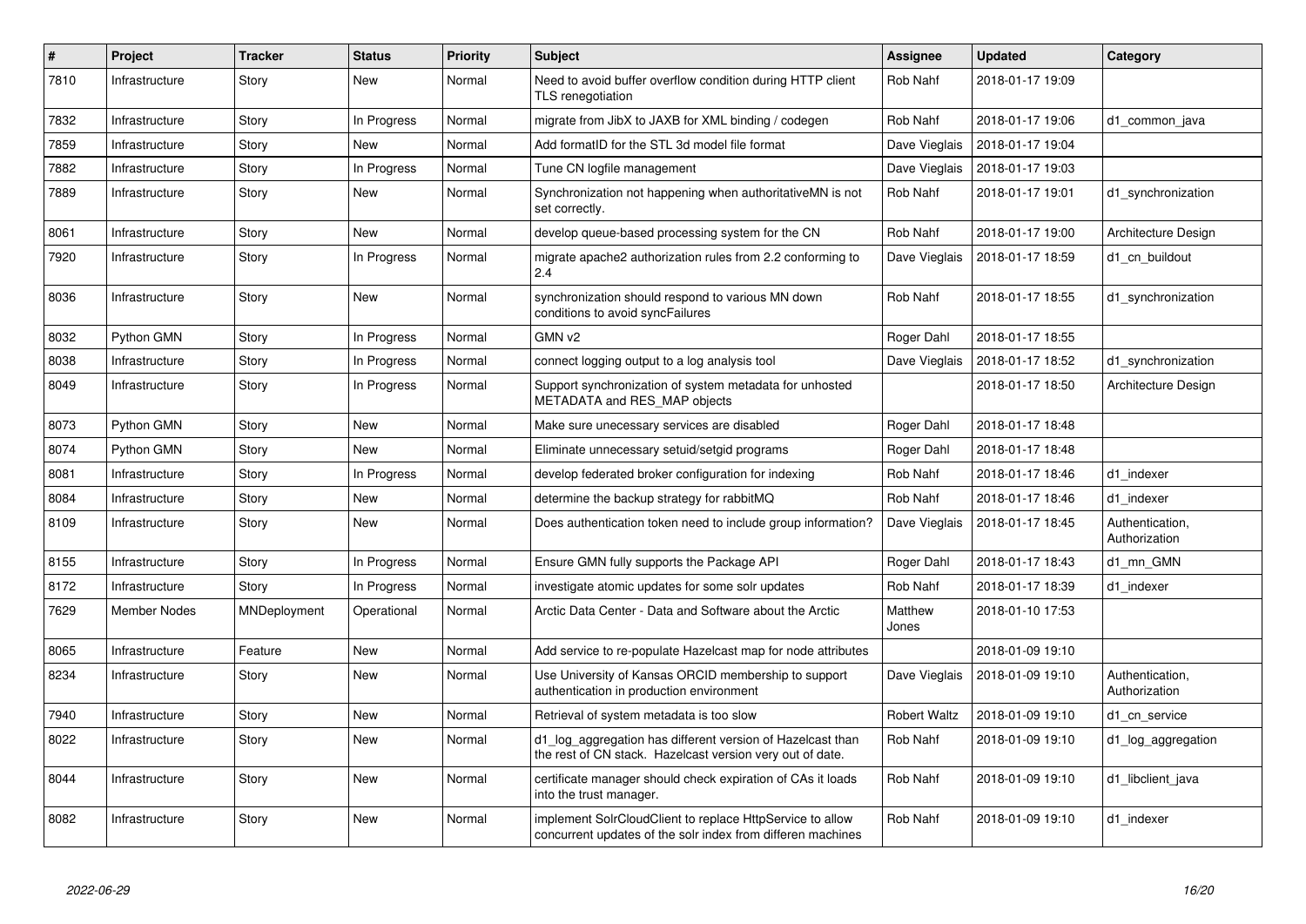| # | Project | Tracker | Status | Priority | Subject | Assignee | Updated | Category |
|---|---|---|---|---|---|---|---|---|
| 7810 | Infrastructure | Story | New | Normal | Need to avoid buffer overflow condition during HTTP client TLS renegotiation | Rob Nahf | 2018-01-17 19:09 | |
| 7832 | Infrastructure | Story | In Progress | Normal | migrate from JibX to JAXB for XML binding / codegen | Rob Nahf | 2018-01-17 19:06 | d1_common_java |
| 7859 | Infrastructure | Story | New | Normal | Add formatID for the STL 3d model file format | Dave Vieglais | 2018-01-17 19:04 | |
| 7882 | Infrastructure | Story | In Progress | Normal | Tune CN logfile management | Dave Vieglais | 2018-01-17 19:03 | |
| 7889 | Infrastructure | Story | New | Normal | Synchronization not happening when authoritativeMN is not set correctly. | Rob Nahf | 2018-01-17 19:01 | d1_synchronization |
| 8061 | Infrastructure | Story | New | Normal | develop queue-based processing system for the CN | Rob Nahf | 2018-01-17 19:00 | Architecture Design |
| 7920 | Infrastructure | Story | In Progress | Normal | migrate apache2 authorization rules from 2.2 conforming to 2.4 | Dave Vieglais | 2018-01-17 18:59 | d1_cn_buildout |
| 8036 | Infrastructure | Story | New | Normal | synchronization should respond to various MN down conditions to avoid syncFailures | Rob Nahf | 2018-01-17 18:55 | d1_synchronization |
| 8032 | Python GMN | Story | In Progress | Normal | GMN v2 | Roger Dahl | 2018-01-17 18:55 | |
| 8038 | Infrastructure | Story | In Progress | Normal | connect logging output to a log analysis tool | Dave Vieglais | 2018-01-17 18:52 | d1_synchronization |
| 8049 | Infrastructure | Story | In Progress | Normal | Support synchronization of system metadata for unhosted METADATA and RES_MAP objects | | 2018-01-17 18:50 | Architecture Design |
| 8073 | Python GMN | Story | New | Normal | Make sure unecessary services are disabled | Roger Dahl | 2018-01-17 18:48 | |
| 8074 | Python GMN | Story | New | Normal | Eliminate unnecessary setuid/setgid programs | Roger Dahl | 2018-01-17 18:48 | |
| 8081 | Infrastructure | Story | In Progress | Normal | develop federated broker configuration for indexing | Rob Nahf | 2018-01-17 18:46 | d1_indexer |
| 8084 | Infrastructure | Story | New | Normal | determine the backup strategy for rabbitMQ | Rob Nahf | 2018-01-17 18:46 | d1_indexer |
| 8109 | Infrastructure | Story | New | Normal | Does authentication token need to include group information? | Dave Vieglais | 2018-01-17 18:45 | Authentication, Authorization |
| 8155 | Infrastructure | Story | In Progress | Normal | Ensure GMN fully supports the Package API | Roger Dahl | 2018-01-17 18:43 | d1_mn_GMN |
| 8172 | Infrastructure | Story | In Progress | Normal | investigate atomic updates for some solr updates | Rob Nahf | 2018-01-17 18:39 | d1_indexer |
| 7629 | Member Nodes | MNDeployment | Operational | Normal | Arctic Data Center - Data and Software about the Arctic | Matthew Jones | 2018-01-10 17:53 | |
| 8065 | Infrastructure | Feature | New | Normal | Add service to re-populate Hazelcast map for node attributes | | 2018-01-09 19:10 | |
| 8234 | Infrastructure | Story | New | Normal | Use University of Kansas ORCID membership to support authentication in production environment | Dave Vieglais | 2018-01-09 19:10 | Authentication, Authorization |
| 7940 | Infrastructure | Story | New | Normal | Retrieval of system metadata is too slow | Robert Waltz | 2018-01-09 19:10 | d1_cn_service |
| 8022 | Infrastructure | Story | New | Normal | d1_log_aggregation has different version of Hazelcast than the rest of CN stack. Hazelcast version very out of date. | Rob Nahf | 2018-01-09 19:10 | d1_log_aggregation |
| 8044 | Infrastructure | Story | New | Normal | certificate manager should check expiration of CAs it loads into the trust manager. | Rob Nahf | 2018-01-09 19:10 | d1_libclient_java |
| 8082 | Infrastructure | Story | New | Normal | implement SolrCloudClient to replace HttpService to allow concurrent updates of the solr index from differen machines | Rob Nahf | 2018-01-09 19:10 | d1_indexer |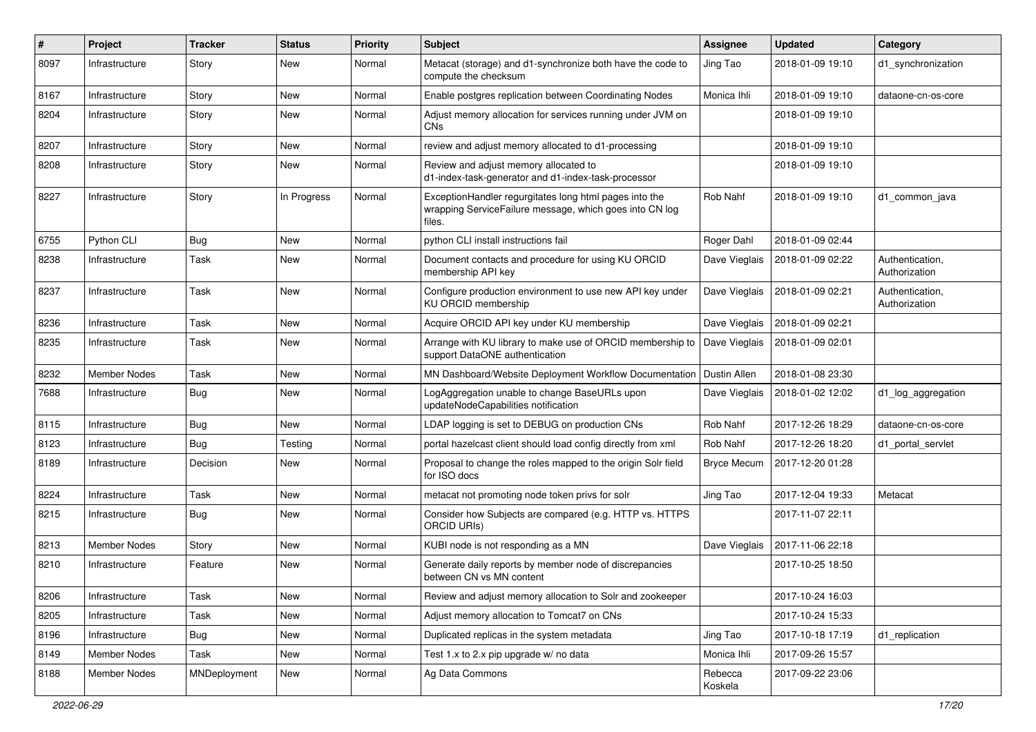| # | Project | Tracker | Status | Priority | Subject | Assignee | Updated | Category |
|---|---|---|---|---|---|---|---|---|
| 8097 | Infrastructure | Story | New | Normal | Metacat (storage) and d1-synchronize both have the code to compute the checksum | Jing Tao | 2018-01-09 19:10 | d1_synchronization |
| 8167 | Infrastructure | Story | New | Normal | Enable postgres replication between Coordinating Nodes | Monica Ihli | 2018-01-09 19:10 | dataone-cn-os-core |
| 8204 | Infrastructure | Story | New | Normal | Adjust memory allocation for services running under JVM on CNs | | 2018-01-09 19:10 | |
| 8207 | Infrastructure | Story | New | Normal | review and adjust memory allocated to d1-processing | | 2018-01-09 19:10 | |
| 8208 | Infrastructure | Story | New | Normal | Review and adjust memory allocated to d1-index-task-generator and d1-index-task-processor | | 2018-01-09 19:10 | |
| 8227 | Infrastructure | Story | In Progress | Normal | ExceptionHandler regurgitates long html pages into the wrapping ServiceFailure message, which goes into CN log files. | Rob Nahf | 2018-01-09 19:10 | d1_common_java |
| 6755 | Python CLI | Bug | New | Normal | python CLI install instructions fail | Roger Dahl | 2018-01-09 02:44 | |
| 8238 | Infrastructure | Task | New | Normal | Document contacts and procedure for using KU ORCID membership API key | Dave Vieglais | 2018-01-09 02:22 | Authentication, Authorization |
| 8237 | Infrastructure | Task | New | Normal | Configure production environment to use new API key under KU ORCID membership | Dave Vieglais | 2018-01-09 02:21 | Authentication, Authorization |
| 8236 | Infrastructure | Task | New | Normal | Acquire ORCID API key under KU membership | Dave Vieglais | 2018-01-09 02:21 | |
| 8235 | Infrastructure | Task | New | Normal | Arrange with KU library to make use of ORCID membership to support DataONE authentication | Dave Vieglais | 2018-01-09 02:01 | |
| 8232 | Member Nodes | Task | New | Normal | MN Dashboard/Website Deployment Workflow Documentation | Dustin Allen | 2018-01-08 23:30 | |
| 7688 | Infrastructure | Bug | New | Normal | LogAggregation unable to change BaseURLs upon updateNodeCapabilities notification | Dave Vieglais | 2018-01-02 12:02 | d1_log_aggregation |
| 8115 | Infrastructure | Bug | New | Normal | LDAP logging is set to DEBUG on production CNs | Rob Nahf | 2017-12-26 18:29 | dataone-cn-os-core |
| 8123 | Infrastructure | Bug | Testing | Normal | portal hazelcast client should load config directly from xml | Rob Nahf | 2017-12-26 18:20 | d1_portal_servlet |
| 8189 | Infrastructure | Decision | New | Normal | Proposal to change the roles mapped to the origin Solr field for ISO docs | Bryce Mecum | 2017-12-20 01:28 | |
| 8224 | Infrastructure | Task | New | Normal | metacat not promoting node token privs for solr | Jing Tao | 2017-12-04 19:33 | Metacat |
| 8215 | Infrastructure | Bug | New | Normal | Consider how Subjects are compared (e.g. HTTP vs. HTTPS ORCID URIs) | | 2017-11-07 22:11 | |
| 8213 | Member Nodes | Story | New | Normal | KUBI node is not responding as a MN | Dave Vieglais | 2017-11-06 22:18 | |
| 8210 | Infrastructure | Feature | New | Normal | Generate daily reports by member node of discrepancies between CN vs MN content | | 2017-10-25 18:50 | |
| 8206 | Infrastructure | Task | New | Normal | Review and adjust memory allocation to Solr and zookeeper | | 2017-10-24 16:03 | |
| 8205 | Infrastructure | Task | New | Normal | Adjust memory allocation to Tomcat7 on CNs | | 2017-10-24 15:33 | |
| 8196 | Infrastructure | Bug | New | Normal | Duplicated replicas in the system metadata | Jing Tao | 2017-10-18 17:19 | d1_replication |
| 8149 | Member Nodes | Task | New | Normal | Test 1.x to 2.x pip upgrade w/ no data | Monica Ihli | 2017-09-26 15:57 | |
| 8188 | Member Nodes | MNDeployment | New | Normal | Ag Data Commons | Rebecca Koskela | 2017-09-22 23:06 | |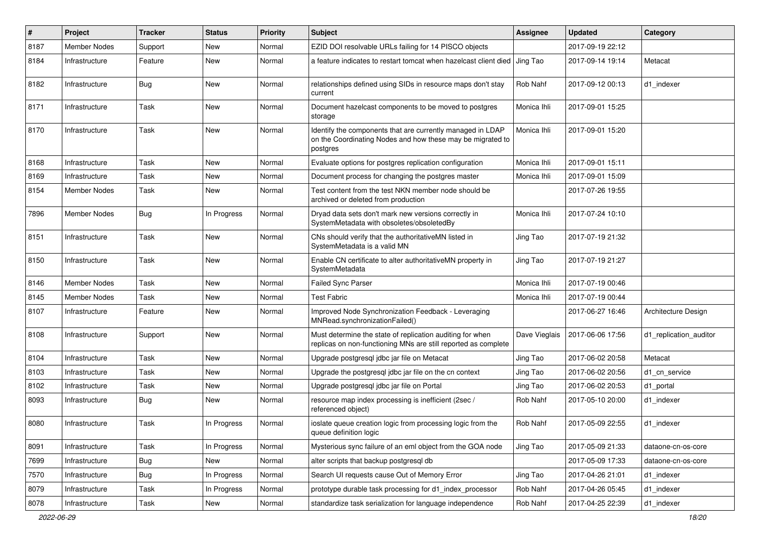| # | Project | Tracker | Status | Priority | Subject | Assignee | Updated | Category |
|---|---|---|---|---|---|---|---|---|
| 8187 | Member Nodes | Support | New | Normal | EZID DOI resolvable URLs failing for 14 PISCO objects | | 2017-09-19 22:12 | |
| 8184 | Infrastructure | Feature | New | Normal | a feature indicates to restart tomcat when hazelcast client died | Jing Tao | 2017-09-14 19:14 | Metacat |
| 8182 | Infrastructure | Bug | New | Normal | relationships defined using SIDs in resource maps don't stay current | Rob Nahf | 2017-09-12 00:13 | d1_indexer |
| 8171 | Infrastructure | Task | New | Normal | Document hazelcast components to be moved to postgres storage | Monica Ihli | 2017-09-01 15:25 | |
| 8170 | Infrastructure | Task | New | Normal | Identify the components that are currently managed in LDAP on the Coordinating Nodes and how these may be migrated to postgres | Monica Ihli | 2017-09-01 15:20 | |
| 8168 | Infrastructure | Task | New | Normal | Evaluate options for postgres replication configuration | Monica Ihli | 2017-09-01 15:11 | |
| 8169 | Infrastructure | Task | New | Normal | Document process for changing the postgres master | Monica Ihli | 2017-09-01 15:09 | |
| 8154 | Member Nodes | Task | New | Normal | Test content from the test NKN member node should be archived or deleted from production | | 2017-07-26 19:55 | |
| 7896 | Member Nodes | Bug | In Progress | Normal | Dryad data sets don't mark new versions correctly in SystemMetadata with obsoletes/obsoletedBy | Monica Ihli | 2017-07-24 10:10 | |
| 8151 | Infrastructure | Task | New | Normal | CNs should verify that the authoritativeMN listed in SystemMetadata is a valid MN | Jing Tao | 2017-07-19 21:32 | |
| 8150 | Infrastructure | Task | New | Normal | Enable CN certificate to alter authoritativeMN property in SystemMetadata | Jing Tao | 2017-07-19 21:27 | |
| 8146 | Member Nodes | Task | New | Normal | Failed Sync Parser | Monica Ihli | 2017-07-19 00:46 | |
| 8145 | Member Nodes | Task | New | Normal | Test Fabric | Monica Ihli | 2017-07-19 00:44 | |
| 8107 | Infrastructure | Feature | New | Normal | Improved Node Synchronization Feedback - Leveraging MNRead.synchronizationFailed() | | 2017-06-27 16:46 | Architecture Design |
| 8108 | Infrastructure | Support | New | Normal | Must determine the state of replication auditing for when replicas on non-functioning MNs are still reported as complete | Dave Vieglais | 2017-06-06 17:56 | d1_replication_auditor |
| 8104 | Infrastructure | Task | New | Normal | Upgrade postgresql jdbc jar file on Metacat | Jing Tao | 2017-06-02 20:58 | Metacat |
| 8103 | Infrastructure | Task | New | Normal | Upgrade the postgresql jdbc jar file on the cn context | Jing Tao | 2017-06-02 20:56 | d1_cn_service |
| 8102 | Infrastructure | Task | New | Normal | Upgrade postgresql jdbc jar file on Portal | Jing Tao | 2017-06-02 20:53 | d1_portal |
| 8093 | Infrastructure | Bug | New | Normal | resource map index processing is inefficient (2sec / referenced object) | Rob Nahf | 2017-05-10 20:00 | d1_indexer |
| 8080 | Infrastructure | Task | In Progress | Normal | ioslate queue creation logic from processing logic from the queue definition logic | Rob Nahf | 2017-05-09 22:55 | d1_indexer |
| 8091 | Infrastructure | Task | In Progress | Normal | Mysterious sync failure of an eml object from the GOA node | Jing Tao | 2017-05-09 21:33 | dataone-cn-os-core |
| 7699 | Infrastructure | Bug | New | Normal | alter scripts that backup postgresql db | | 2017-05-09 17:33 | dataone-cn-os-core |
| 7570 | Infrastructure | Bug | In Progress | Normal | Search UI requests cause Out of Memory Error | Jing Tao | 2017-04-26 21:01 | d1_indexer |
| 8079 | Infrastructure | Task | In Progress | Normal | prototype durable task processing for d1_index_processor | Rob Nahf | 2017-04-26 05:45 | d1_indexer |
| 8078 | Infrastructure | Task | New | Normal | standardize task serialization for language independence | Rob Nahf | 2017-04-25 22:39 | d1_indexer |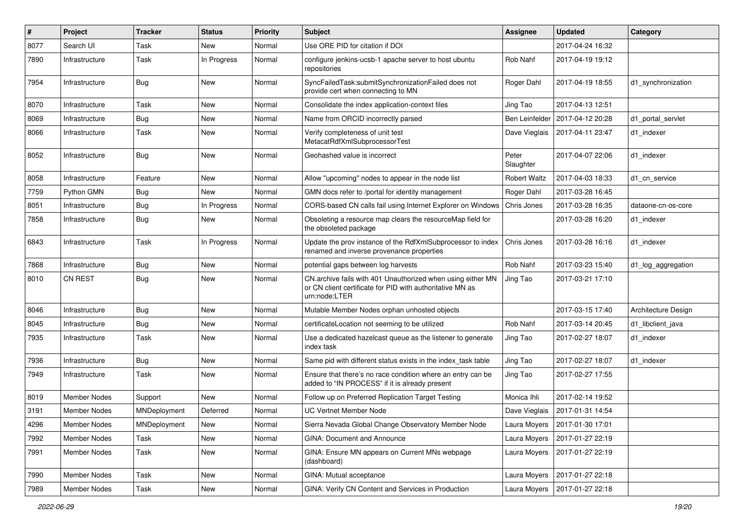| # | Project | Tracker | Status | Priority | Subject | Assignee | Updated | Category |
|---|---|---|---|---|---|---|---|---|
| 8077 | Search UI | Task | New | Normal | Use ORE PID for citation if DOI | | 2017-04-24 16:32 | |
| 7890 | Infrastructure | Task | In Progress | Normal | configure jenkins-ucsb-1 apache server to host ubuntu repositories | Rob Nahf | 2017-04-19 19:12 | |
| 7954 | Infrastructure | Bug | New | Normal | SyncFailedTask:submitSynchronizationFailed does not provide cert when connecting to MN | Roger Dahl | 2017-04-19 18:55 | d1_synchronization |
| 8070 | Infrastructure | Task | New | Normal | Consolidate the index application-context files | Jing Tao | 2017-04-13 12:51 | |
| 8069 | Infrastructure | Bug | New | Normal | Name from ORCID incorrectly parsed | Ben Leinfelder | 2017-04-12 20:28 | d1_portal_servlet |
| 8066 | Infrastructure | Task | New | Normal | Verify completeness of unit test MetacatRdfXmlSubprocessorTest | Dave Vieglais | 2017-04-11 23:47 | d1_indexer |
| 8052 | Infrastructure | Bug | New | Normal | Geohashed value is incorrect | Peter Slaughter | 2017-04-07 22:06 | d1_indexer |
| 8058 | Infrastructure | Feature | New | Normal | Allow "upcoming" nodes to appear in the node list | Robert Waltz | 2017-04-03 18:33 | d1_cn_service |
| 7759 | Python GMN | Bug | New | Normal | GMN docs refer to /portal for identity management | Roger Dahl | 2017-03-28 16:45 | |
| 8051 | Infrastructure | Bug | In Progress | Normal | CORS-based CN calls fail using Internet Explorer on Windows | Chris Jones | 2017-03-28 16:35 | dataone-cn-os-core |
| 7858 | Infrastructure | Bug | New | Normal | Obsoleting a resource map clears the resourceMap field for the obsoleted package | | 2017-03-28 16:20 | d1_indexer |
| 6843 | Infrastructure | Task | In Progress | Normal | Update the prov instance of the RdfXmlSubprocessor to index renamed and inverse provenance properties | Chris Jones | 2017-03-28 16:16 | d1_indexer |
| 7868 | Infrastructure | Bug | New | Normal | potential gaps between log harvests | Rob Nahf | 2017-03-23 15:40 | d1_log_aggregation |
| 8010 | CN REST | Bug | New | Normal | CN.archive fails with 401 Unauthorized when using either MN or CN client certificate for PID with authoritative MN as urn:node:LTER | Jing Tao | 2017-03-21 17:10 | |
| 8046 | Infrastructure | Bug | New | Normal | Mutable Member Nodes orphan unhosted objects | | 2017-03-15 17:40 | Architecture Design |
| 8045 | Infrastructure | Bug | New | Normal | certificateLocation not seeming to be utilized | Rob Nahf | 2017-03-14 20:45 | d1_libclient_java |
| 7935 | Infrastructure | Task | New | Normal | Use a dedicated hazelcast queue as the listener to generate index task | Jing Tao | 2017-02-27 18:07 | d1_indexer |
| 7936 | Infrastructure | Bug | New | Normal | Same pid with different status exists in the index_task table | Jing Tao | 2017-02-27 18:07 | d1_indexer |
| 7949 | Infrastructure | Task | New | Normal | Ensure that there's no race condition where an entry can be added to "IN PROCESS" if it is already present | Jing Tao | 2017-02-27 17:55 | |
| 8019 | Member Nodes | Support | New | Normal | Follow up on Preferred Replication Target Testing | Monica Ihli | 2017-02-14 19:52 | |
| 3191 | Member Nodes | MNDeployment | Deferred | Normal | UC Vertnet Member Node | Dave Vieglais | 2017-01-31 14:54 | |
| 4296 | Member Nodes | MNDeployment | New | Normal | Sierra Nevada Global Change Observatory Member Node | Laura Moyers | 2017-01-30 17:01 | |
| 7992 | Member Nodes | Task | New | Normal | GINA: Document and Announce | Laura Moyers | 2017-01-27 22:19 | |
| 7991 | Member Nodes | Task | New | Normal | GINA: Ensure MN appears on Current MNs webpage (dashboard) | Laura Moyers | 2017-01-27 22:19 | |
| 7990 | Member Nodes | Task | New | Normal | GINA: Mutual acceptance | Laura Moyers | 2017-01-27 22:18 | |
| 7989 | Member Nodes | Task | New | Normal | GINA: Verify CN Content and Services in Production | Laura Moyers | 2017-01-27 22:18 | |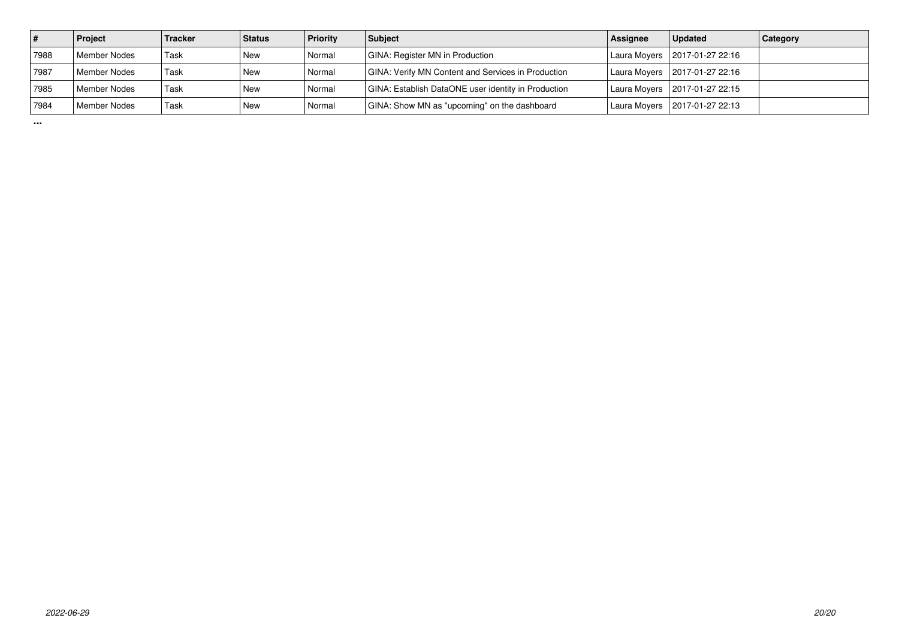| # | Project | Tracker | Status | Priority | Subject | Assignee | Updated | Category |
|---|---|---|---|---|---|---|---|---|
| 7988 | Member Nodes | Task | New | Normal | GINA: Register MN in Production | Laura Moyers | 2017-01-27 22:16 | |
| 7987 | Member Nodes | Task | New | Normal | GINA: Verify MN Content and Services in Production | Laura Moyers | 2017-01-27 22:16 | |
| 7985 | Member Nodes | Task | New | Normal | GINA: Establish DataONE user identity in Production | Laura Moyers | 2017-01-27 22:15 | |
| 7984 | Member Nodes | Task | New | Normal | GINA: Show MN as "upcoming" on the dashboard | Laura Moyers | 2017-01-27 22:13 | |

...